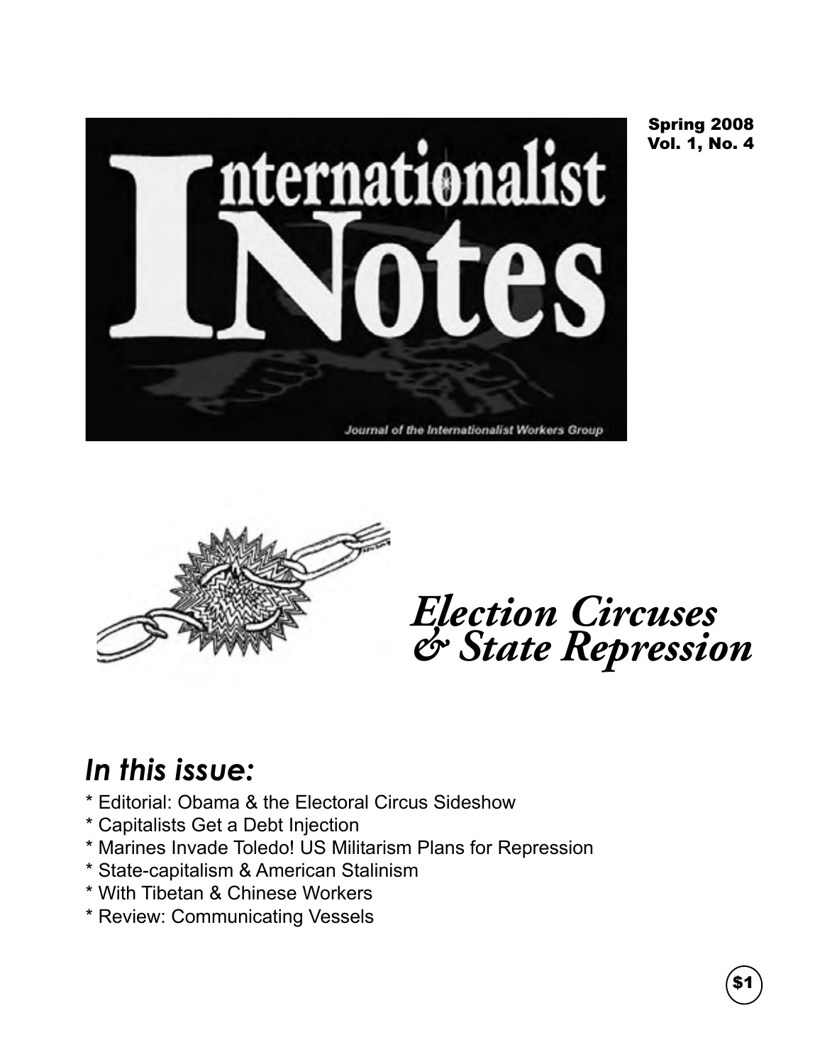# Internationalist Notes

Journal of the Internationalist Workers Group

Spring 2008
Vol. 1, No. 4

## *Election Circuses & State Repression*

## *In this issue:*

* Editorial: Obama & the Electoral Circus Sideshow
* Capitalists Get a Debt Injection
* Marines Invade Toledo! US Militarism Plans for Repression
* State-capitalism & American Stalinism
* With Tibetan & Chinese Workers
* Review: Communicating Vessels

$1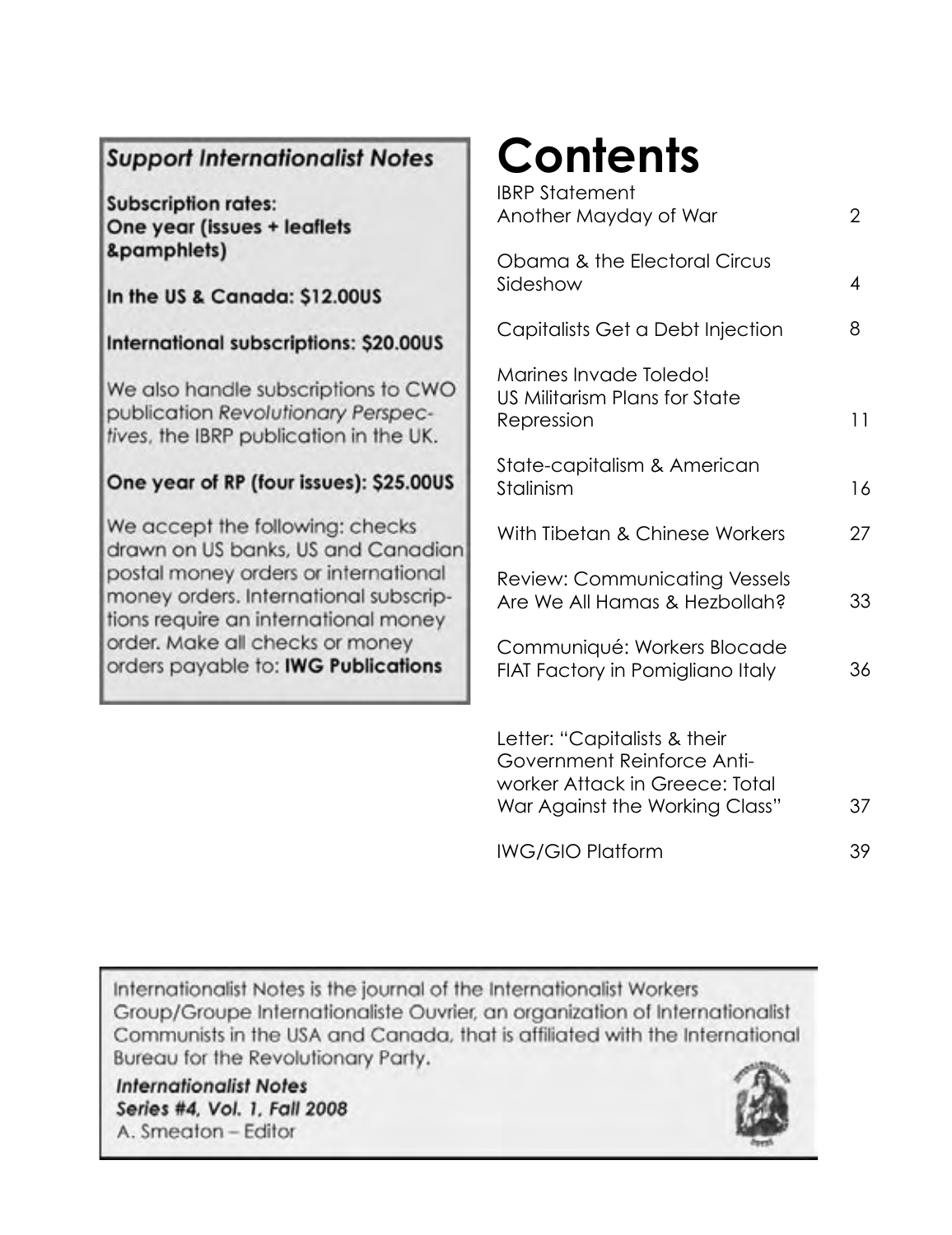### Support Internationalist Notes

**Subscription rates:**
**One year (issues + leaflets &pamphlets)**

**In the US & Canada: $12.00US**

**International subscriptions: $20.00US**

We also handle subscriptions to CWO publication *Revolutionary Perspectives*, the IBRP publication in the UK.

**One year of RP (four issues): $25.00US**

We accept the following: checks drawn on US banks, US and Canadian postal money orders or international money orders. International subscriptions require an international money order. Make all checks or money orders payable to: **IWG Publications**

# Contents

| | |
|---|---|
| IBRP Statement Another Mayday of War | 2 |
| Obama & the Electoral Circus Sideshow | 4 |
| Capitalists Get a Debt Injection | 8 |
| Marines Invade Toledo! US Militarism Plans for State Repression | 11 |
| State-capitalism & American Stalinism | 16 |
| With Tibetan & Chinese Workers | 27 |
| Review: Communicating Vessels Are We All Hamas & Hezbollah? | 33 |
| Communiqué: Workers Blocade FIAT Factory in Pomigliano Italy | 36 |
| Letter: "Capitalists & their Government Reinforce Anti-worker Attack in Greece: Total War Against the Working Class" | 37 |
| IWG/GIO Platform | 39 |

Internationalist Notes is the journal of the Internationalist Workers Group/Groupe Internationaliste Ouvrier, an organization of Internationalist Communists in the USA and Canada, that is affiliated with the International Bureau for the Revolutionary Party.

***Internationalist Notes***
***Series #4, Vol. 1, Fall 2008***
A. Smeaton – Editor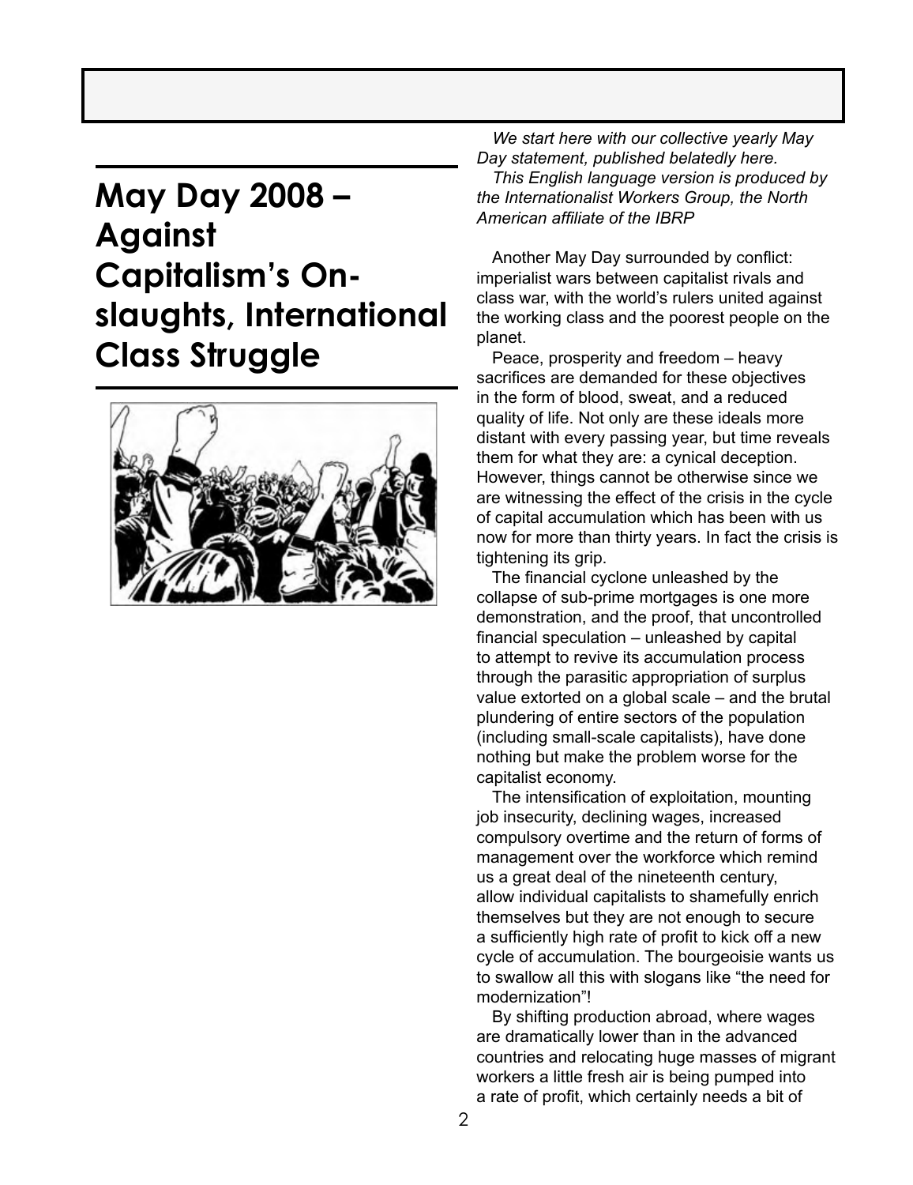# May Day 2008 – Against Capitalism's Onslaughts, International Class Struggle

*We start here with our collective yearly May Day statement, published belatedly here.*
*This English language version is produced by the Internationalist Workers Group, the North American affiliate of the IBRP*

Another May Day surrounded by conflict: imperialist wars between capitalist rivals and class war, with the world's rulers united against the working class and the poorest people on the planet.

Peace, prosperity and freedom – heavy sacrifices are demanded for these objectives in the form of blood, sweat, and a reduced quality of life. Not only are these ideals more distant with every passing year, but time reveals them for what they are: a cynical deception. However, things cannot be otherwise since we are witnessing the effect of the crisis in the cycle of capital accumulation which has been with us now for more than thirty years. In fact the crisis is tightening its grip.

The financial cyclone unleashed by the collapse of sub-prime mortgages is one more demonstration, and the proof, that uncontrolled financial speculation – unleashed by capital to attempt to revive its accumulation process through the parasitic appropriation of surplus value extorted on a global scale – and the brutal plundering of entire sectors of the population (including small-scale capitalists), have done nothing but make the problem worse for the capitalist economy.

The intensification of exploitation, mounting job insecurity, declining wages, increased compulsory overtime and the return of forms of management over the workforce which remind us a great deal of the nineteenth century, allow individual capitalists to shamefully enrich themselves but they are not enough to secure a sufficiently high rate of profit to kick off a new cycle of accumulation. The bourgeoisie wants us to swallow all this with slogans like "the need for modernization"!

By shifting production abroad, where wages are dramatically lower than in the advanced countries and relocating huge masses of migrant workers a little fresh air is being pumped into a rate of profit, which certainly needs a bit of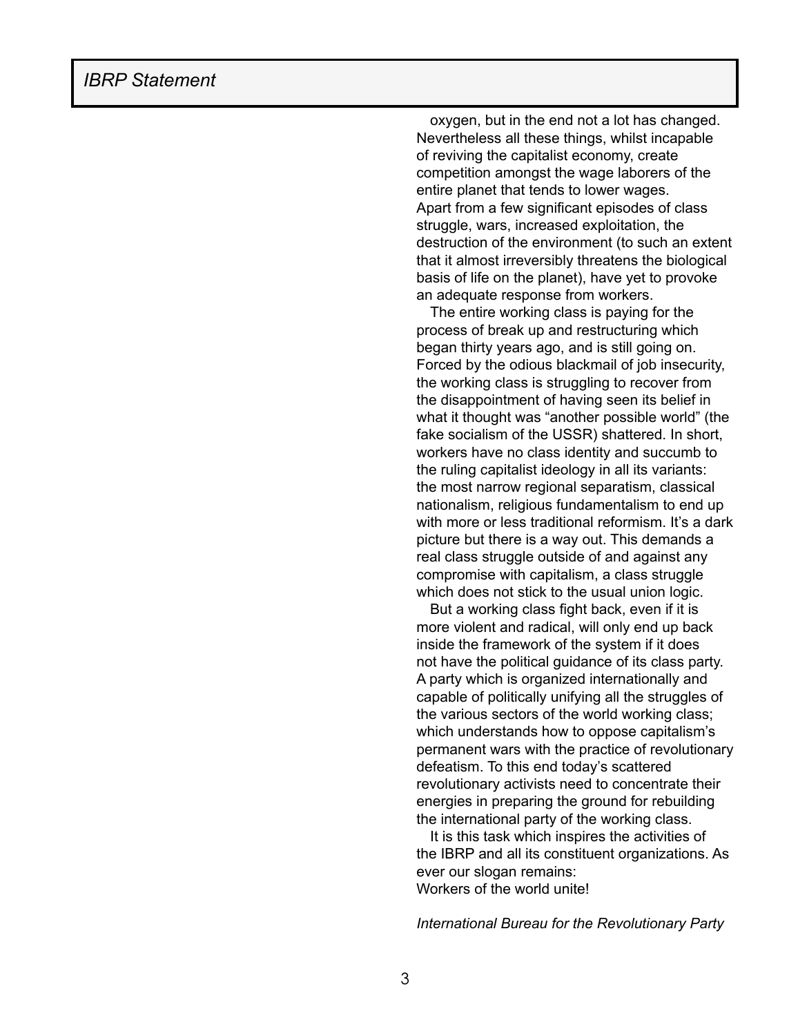oxygen, but in the end not a lot has changed. Nevertheless all these things, whilst incapable of reviving the capitalist economy, create competition amongst the wage laborers of the entire planet that tends to lower wages. Apart from a few significant episodes of class struggle, wars, increased exploitation, the destruction of the environment (to such an extent that it almost irreversibly threatens the biological basis of life on the planet), have yet to provoke an adequate response from workers.

The entire working class is paying for the process of break up and restructuring which began thirty years ago, and is still going on. Forced by the odious blackmail of job insecurity, the working class is struggling to recover from the disappointment of having seen its belief in what it thought was "another possible world" (the fake socialism of the USSR) shattered. In short, workers have no class identity and succumb to the ruling capitalist ideology in all its variants: the most narrow regional separatism, classical nationalism, religious fundamentalism to end up with more or less traditional reformism. It's a dark picture but there is a way out. This demands a real class struggle outside of and against any compromise with capitalism, a class struggle which does not stick to the usual union logic.

But a working class fight back, even if it is more violent and radical, will only end up back inside the framework of the system if it does not have the political guidance of its class party. A party which is organized internationally and capable of politically unifying all the struggles of the various sectors of the world working class; which understands how to oppose capitalism's permanent wars with the practice of revolutionary defeatism. To this end today's scattered revolutionary activists need to concentrate their energies in preparing the ground for rebuilding the international party of the working class.

It is this task which inspires the activities of the IBRP and all its constituent organizations. As ever our slogan remains:
Workers of the world unite!

*International Bureau for the Revolutionary Party*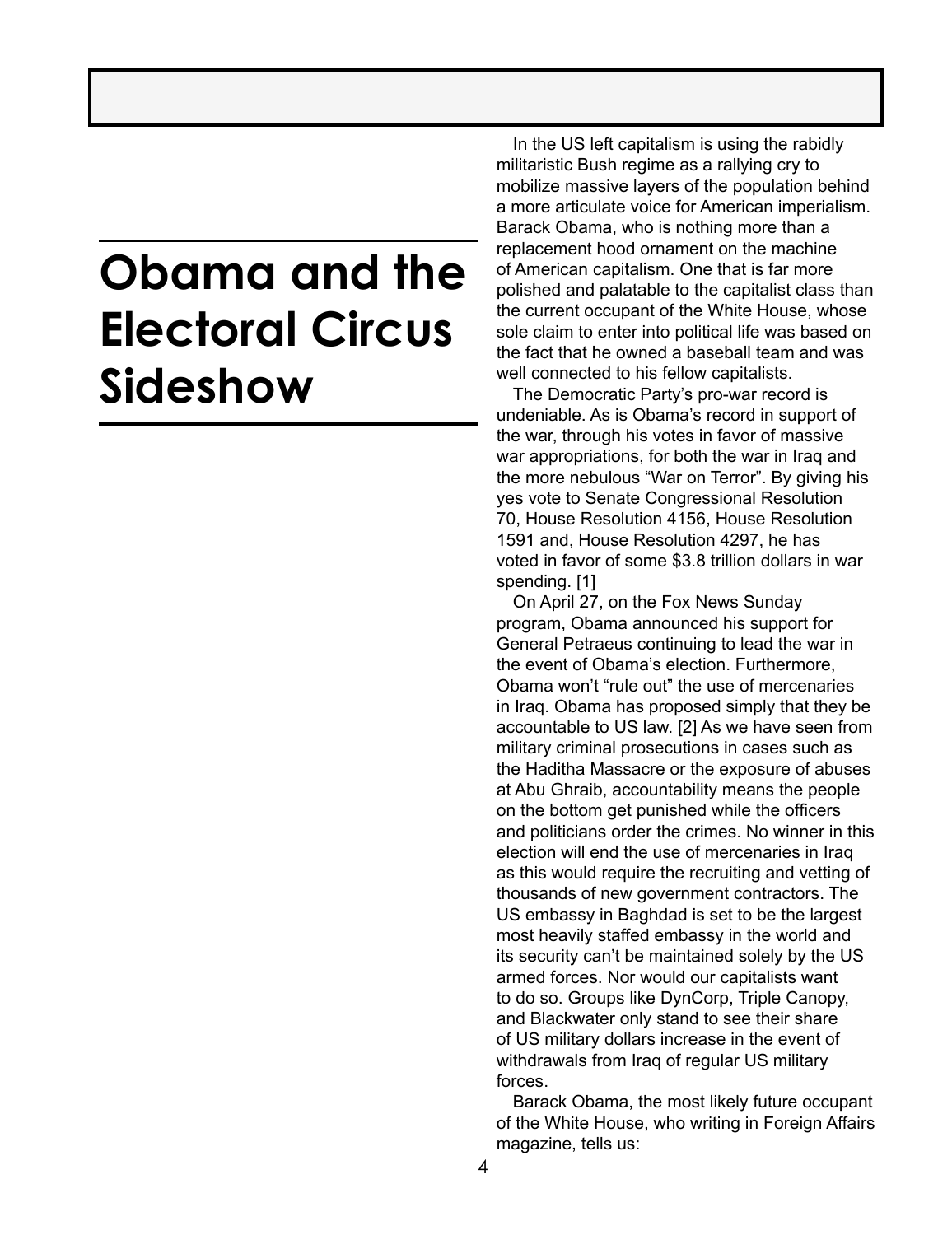# Obama and the Electoral Circus Sideshow

In the US left capitalism is using the rabidly militaristic Bush regime as a rallying cry to mobilize massive layers of the population behind a more articulate voice for American imperialism. Barack Obama, who is nothing more than a replacement hood ornament on the machine of American capitalism. One that is far more polished and palatable to the capitalist class than the current occupant of the White House, whose sole claim to enter into political life was based on the fact that he owned a baseball team and was well connected to his fellow capitalists.

The Democratic Party's pro-war record is undeniable. As is Obama's record in support of the war, through his votes in favor of massive war appropriations, for both the war in Iraq and the more nebulous "War on Terror". By giving his yes vote to Senate Congressional Resolution 70, House Resolution 4156, House Resolution 1591 and, House Resolution 4297, he has voted in favor of some $3.8 trillion dollars in war spending. [1]

On April 27, on the Fox News Sunday program, Obama announced his support for General Petraeus continuing to lead the war in the event of Obama's election. Furthermore, Obama won't "rule out" the use of mercenaries in Iraq. Obama has proposed simply that they be accountable to US law. [2] As we have seen from military criminal prosecutions in cases such as the Haditha Massacre or the exposure of abuses at Abu Ghraib, accountability means the people on the bottom get punished while the officers and politicians order the crimes. No winner in this election will end the use of mercenaries in Iraq as this would require the recruiting and vetting of thousands of new government contractors. The US embassy in Baghdad is set to be the largest most heavily staffed embassy in the world and its security can't be maintained solely by the US armed forces. Nor would our capitalists want to do so. Groups like DynCorp, Triple Canopy, and Blackwater only stand to see their share of US military dollars increase in the event of withdrawals from Iraq of regular US military forces.

Barack Obama, the most likely future occupant of the White House, who writing in Foreign Affairs magazine, tells us: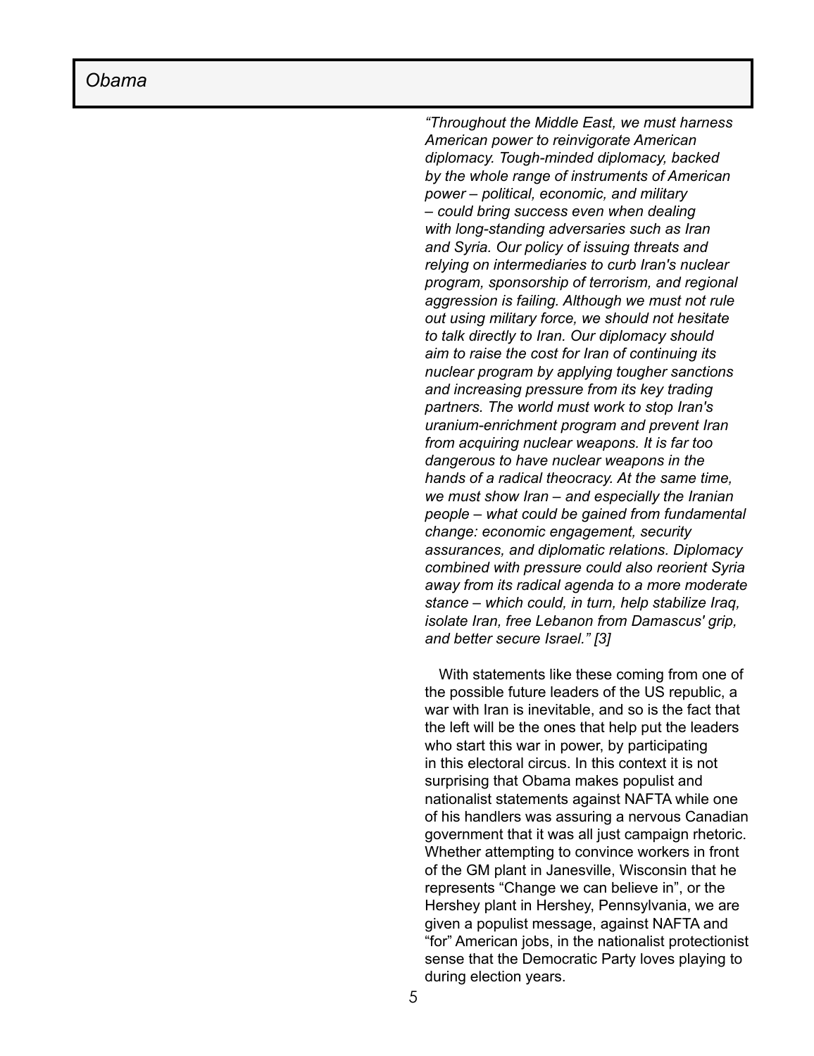## *Obama*

*“Throughout the Middle East, we must harness American power to reinvigorate American diplomacy. Tough-minded diplomacy, backed by the whole range of instruments of American power – political, economic, and military – could bring success even when dealing with long-standing adversaries such as Iran and Syria. Our policy of issuing threats and relying on intermediaries to curb Iran's nuclear program, sponsorship of terrorism, and regional aggression is failing. Although we must not rule out using military force, we should not hesitate to talk directly to Iran. Our diplomacy should aim to raise the cost for Iran of continuing its nuclear program by applying tougher sanctions and increasing pressure from its key trading partners. The world must work to stop Iran's uranium-enrichment program and prevent Iran from acquiring nuclear weapons. It is far too dangerous to have nuclear weapons in the hands of a radical theocracy. At the same time, we must show Iran – and especially the Iranian people – what could be gained from fundamental change: economic engagement, security assurances, and diplomatic relations. Diplomacy combined with pressure could also reorient Syria away from its radical agenda to a more moderate stance – which could, in turn, help stabilize Iraq, isolate Iran, free Lebanon from Damascus' grip, and better secure Israel.” [3]*

With statements like these coming from one of the possible future leaders of the US republic, a war with Iran is inevitable, and so is the fact that the left will be the ones that help put the leaders who start this war in power, by participating in this electoral circus. In this context it is not surprising that Obama makes populist and nationalist statements against NAFTA while one of his handlers was assuring a nervous Canadian government that it was all just campaign rhetoric. Whether attempting to convince workers in front of the GM plant in Janesville, Wisconsin that he represents “Change we can believe in”, or the Hershey plant in Hershey, Pennsylvania, we are given a populist message, against NAFTA and “for” American jobs, in the nationalist protectionist sense that the Democratic Party loves playing to during election years.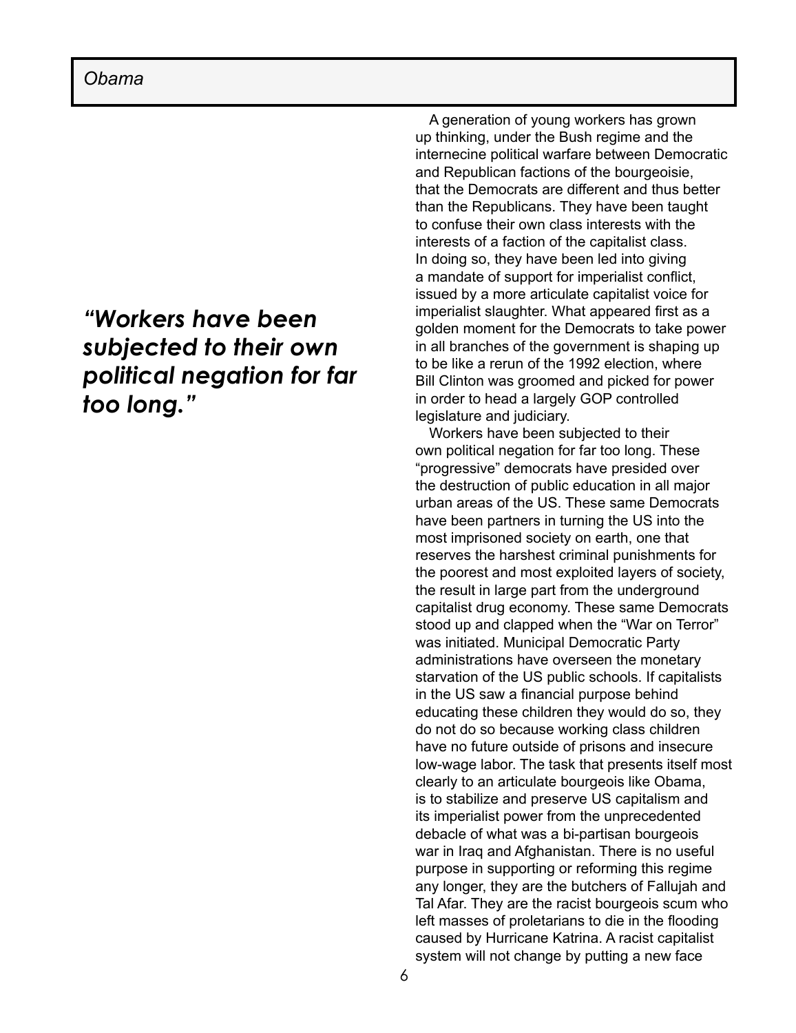*Obama*

> ***"Workers have been subjected to their own political negation for far too long."***

A generation of young workers has grown up thinking, under the Bush regime and the internecine political warfare between Democratic and Republican factions of the bourgeoisie, that the Democrats are different and thus better than the Republicans. They have been taught to confuse their own class interests with the interests of a faction of the capitalist class. In doing so, they have been led into giving a mandate of support for imperialist conflict, issued by a more articulate capitalist voice for imperialist slaughter. What appeared first as a golden moment for the Democrats to take power in all branches of the government is shaping up to be like a rerun of the 1992 election, where Bill Clinton was groomed and picked for power in order to head a largely GOP controlled legislature and judiciary.

Workers have been subjected to their own political negation for far too long. These "progressive" democrats have presided over the destruction of public education in all major urban areas of the US. These same Democrats have been partners in turning the US into the most imprisoned society on earth, one that reserves the harshest criminal punishments for the poorest and most exploited layers of society, the result in large part from the underground capitalist drug economy. These same Democrats stood up and clapped when the "War on Terror" was initiated. Municipal Democratic Party administrations have overseen the monetary starvation of the US public schools. If capitalists in the US saw a financial purpose behind educating these children they would do so, they do not do so because working class children have no future outside of prisons and insecure low-wage labor. The task that presents itself most clearly to an articulate bourgeois like Obama, is to stabilize and preserve US capitalism and its imperialist power from the unprecedented debacle of what was a bi-partisan bourgeois war in Iraq and Afghanistan. There is no useful purpose in supporting or reforming this regime any longer, they are the butchers of Fallujah and Tal Afar. They are the racist bourgeois scum who left masses of proletarians to die in the flooding caused by Hurricane Katrina. A racist capitalist system will not change by putting a new face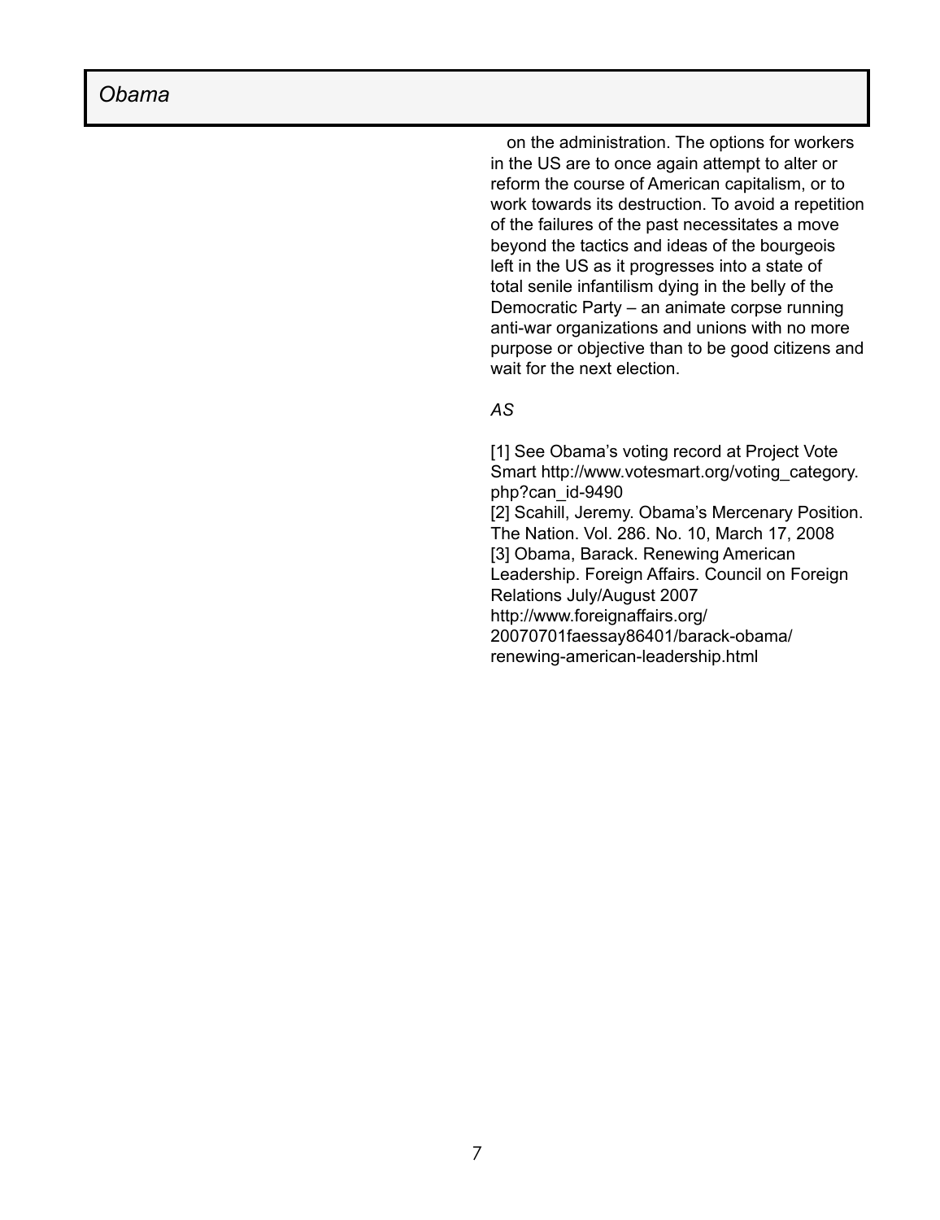on the administration. The options for workers in the US are to once again attempt to alter or reform the course of American capitalism, or to work towards its destruction. To avoid a repetition of the failures of the past necessitates a move beyond the tactics and ideas of the bourgeois left in the US as it progresses into a state of total senile infantilism dying in the belly of the Democratic Party – an animate corpse running anti-war organizations and unions with no more purpose or objective than to be good citizens and wait for the next election.

*AS*

[1] See Obama's voting record at Project Vote Smart http://www.votesmart.org/voting_category.php?can_id-9490
[2] Scahill, Jeremy. Obama's Mercenary Position. The Nation. Vol. 286. No. 10, March 17, 2008
[3] Obama, Barack. Renewing American Leadership. Foreign Affairs. Council on Foreign Relations July/August 2007 http://www.foreignaffairs.org/20070701faessay86401/barack-obama/renewing-american-leadership.html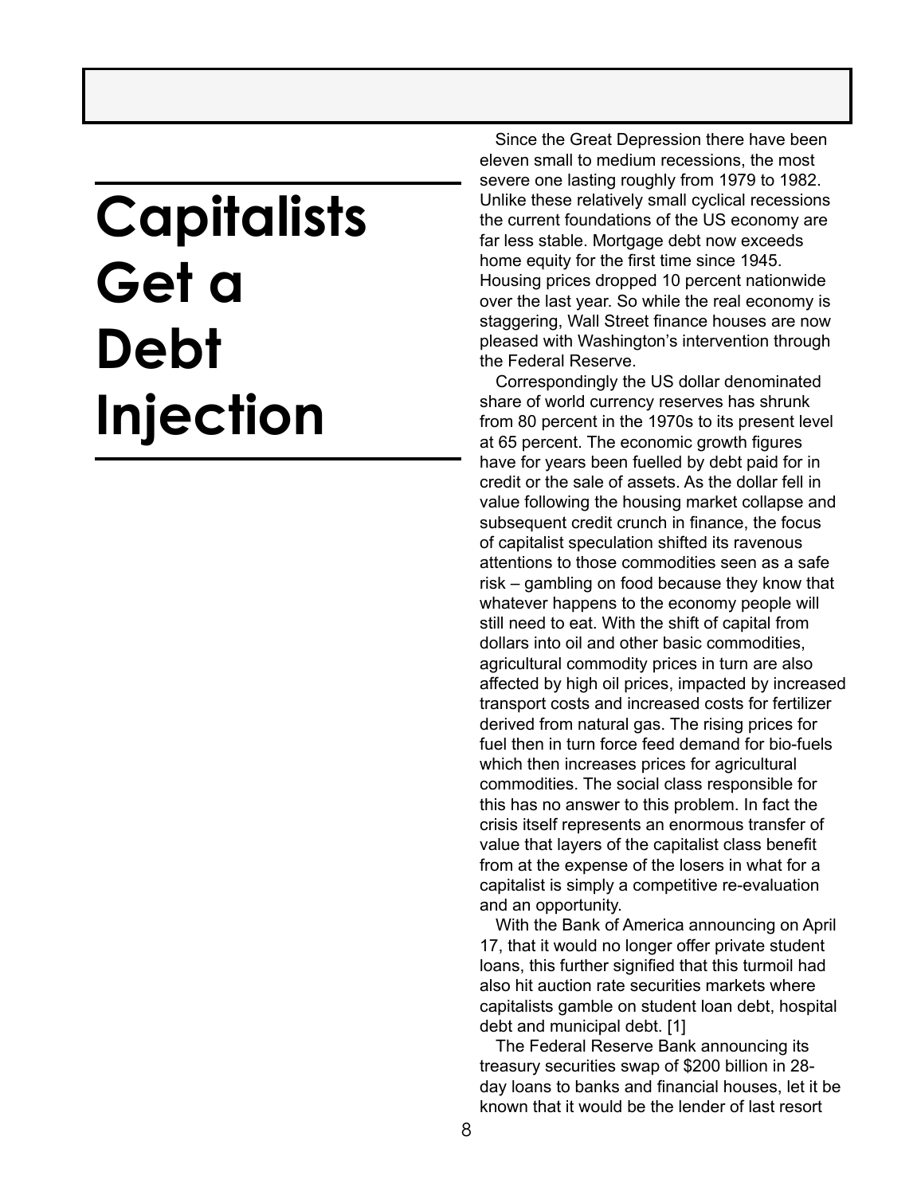# Capitalists Get a Debt Injection

Since the Great Depression there have been eleven small to medium recessions, the most severe one lasting roughly from 1979 to 1982. Unlike these relatively small cyclical recessions the current foundations of the US economy are far less stable. Mortgage debt now exceeds home equity for the first time since 1945. Housing prices dropped 10 percent nationwide over the last year. So while the real economy is staggering, Wall Street finance houses are now pleased with Washington's intervention through the Federal Reserve.

Correspondingly the US dollar denominated share of world currency reserves has shrunk from 80 percent in the 1970s to its present level at 65 percent. The economic growth figures have for years been fuelled by debt paid for in credit or the sale of assets. As the dollar fell in value following the housing market collapse and subsequent credit crunch in finance, the focus of capitalist speculation shifted its ravenous attentions to those commodities seen as a safe risk – gambling on food because they know that whatever happens to the economy people will still need to eat. With the shift of capital from dollars into oil and other basic commodities, agricultural commodity prices in turn are also affected by high oil prices, impacted by increased transport costs and increased costs for fertilizer derived from natural gas. The rising prices for fuel then in turn force feed demand for bio-fuels which then increases prices for agricultural commodities. The social class responsible for this has no answer to this problem. In fact the crisis itself represents an enormous transfer of value that layers of the capitalist class benefit from at the expense of the losers in what for a capitalist is simply a competitive re-evaluation and an opportunity.

With the Bank of America announcing on April 17, that it would no longer offer private student loans, this further signified that this turmoil had also hit auction rate securities markets where capitalists gamble on student loan debt, hospital debt and municipal debt. [1]

The Federal Reserve Bank announcing its treasury securities swap of $200 billion in 28-day loans to banks and financial houses, let it be known that it would be the lender of last resort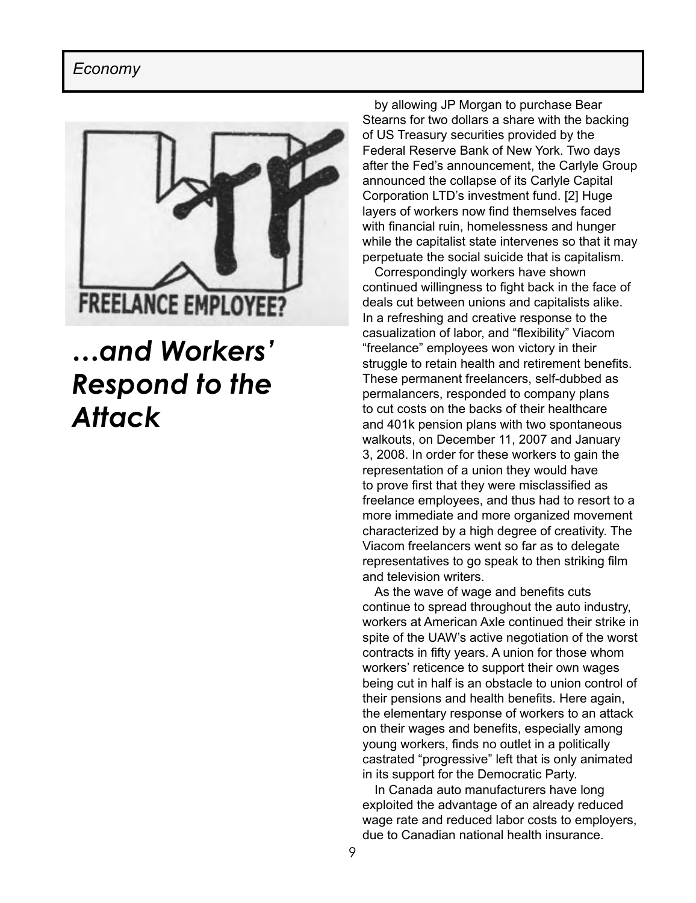FREELANCE EMPLOYEE?

# *...and Workers' Respond to the Attack*

by allowing JP Morgan to purchase Bear Stearns for two dollars a share with the backing of US Treasury securities provided by the Federal Reserve Bank of New York. Two days after the Fed's announcement, the Carlyle Group announced the collapse of its Carlyle Capital Corporation LTD's investment fund. [2] Huge layers of workers now find themselves faced with financial ruin, homelessness and hunger while the capitalist state intervenes so that it may perpetuate the social suicide that is capitalism.

Correspondingly workers have shown continued willingness to fight back in the face of deals cut between unions and capitalists alike. In a refreshing and creative response to the casualization of labor, and "flexibility" Viacom "freelance" employees won victory in their struggle to retain health and retirement benefits. These permanent freelancers, self-dubbed as permalancers, responded to company plans to cut costs on the backs of their healthcare and 401k pension plans with two spontaneous walkouts, on December 11, 2007 and January 3, 2008. In order for these workers to gain the representation of a union they would have to prove first that they were misclassified as freelance employees, and thus had to resort to a more immediate and more organized movement characterized by a high degree of creativity. The Viacom freelancers went so far as to delegate representatives to go speak to then striking film and television writers.

As the wave of wage and benefits cuts continue to spread throughout the auto industry, workers at American Axle continued their strike in spite of the UAW's active negotiation of the worst contracts in fifty years. A union for those whom workers' reticence to support their own wages being cut in half is an obstacle to union control of their pensions and health benefits. Here again, the elementary response of workers to an attack on their wages and benefits, especially among young workers, finds no outlet in a politically castrated "progressive" left that is only animated in its support for the Democratic Party.

In Canada auto manufacturers have long exploited the advantage of an already reduced wage rate and reduced labor costs to employers, due to Canadian national health insurance.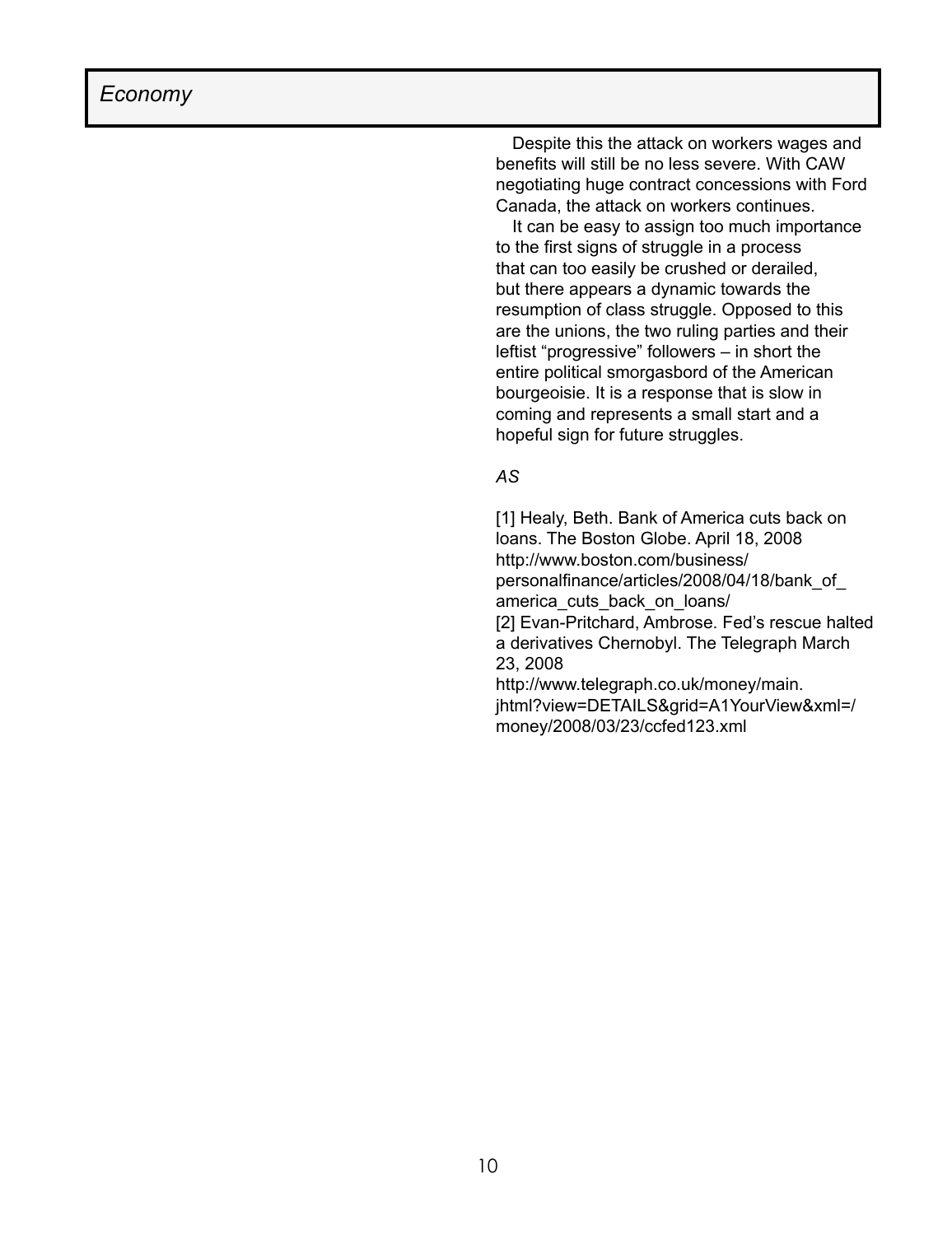Despite this the attack on workers wages and benefits will still be no less severe. With CAW negotiating huge contract concessions with Ford Canada, the attack on workers continues.

It can be easy to assign too much importance to the first signs of struggle in a process that can too easily be crushed or derailed, but there appears a dynamic towards the resumption of class struggle. Opposed to this are the unions, the two ruling parties and their leftist "progressive" followers – in short the entire political smorgasbord of the American bourgeoisie. It is a response that is slow in coming and represents a small start and a hopeful sign for future struggles.

*AS*

[1] Healy, Beth. Bank of America cuts back on loans. The Boston Globe. April 18, 2008 http://www.boston.com/business/personalfinance/articles/2008/04/18/bank_of_america_cuts_back_on_loans/

[2] Evan-Pritchard, Ambrose. Fed's rescue halted a derivatives Chernobyl. The Telegraph March 23, 2008 http://www.telegraph.co.uk/money/main.jhtml?view=DETAILS&grid=A1YourView&xml=/money/2008/03/23/ccfed123.xml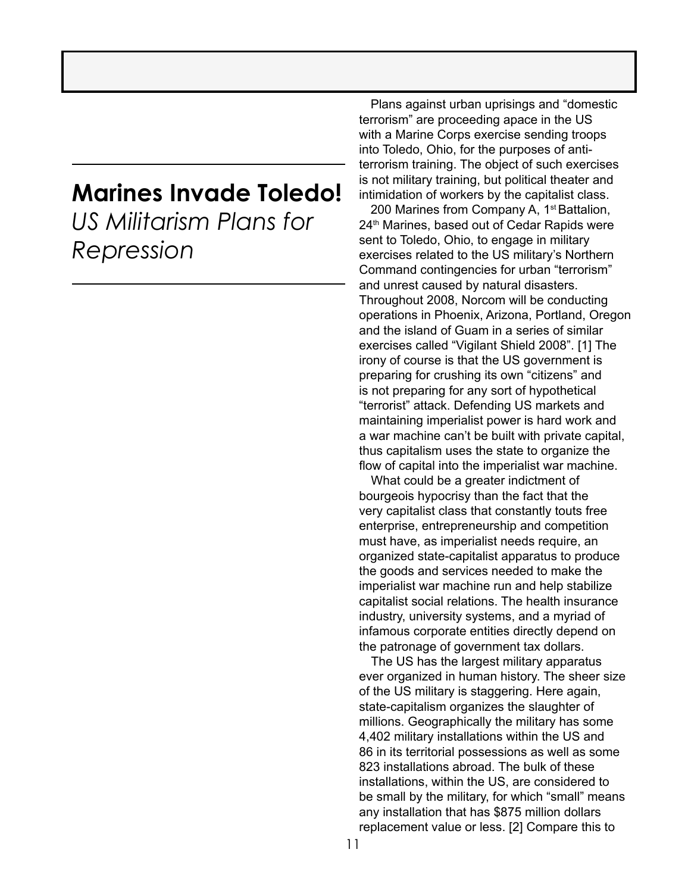# Marines Invade Toledo!

## *US Militarism Plans for Repression*

Plans against urban uprisings and "domestic terrorism" are proceeding apace in the US with a Marine Corps exercise sending troops into Toledo, Ohio, for the purposes of anti-terrorism training. The object of such exercises is not military training, but political theater and intimidation of workers by the capitalist class.

200 Marines from Company A, 1st Battalion, 24th Marines, based out of Cedar Rapids were sent to Toledo, Ohio, to engage in military exercises related to the US military's Northern Command contingencies for urban "terrorism" and unrest caused by natural disasters. Throughout 2008, Norcom will be conducting operations in Phoenix, Arizona, Portland, Oregon and the island of Guam in a series of similar exercises called "Vigilant Shield 2008". [1] The irony of course is that the US government is preparing for crushing its own "citizens" and is not preparing for any sort of hypothetical "terrorist" attack. Defending US markets and maintaining imperialist power is hard work and a war machine can't be built with private capital, thus capitalism uses the state to organize the flow of capital into the imperialist war machine.

What could be a greater indictment of bourgeois hypocrisy than the fact that the very capitalist class that constantly touts free enterprise, entrepreneurship and competition must have, as imperialist needs require, an organized state-capitalist apparatus to produce the goods and services needed to make the imperialist war machine run and help stabilize capitalist social relations. The health insurance industry, university systems, and a myriad of infamous corporate entities directly depend on the patronage of government tax dollars.

The US has the largest military apparatus ever organized in human history. The sheer size of the US military is staggering. Here again, state-capitalism organizes the slaughter of millions. Geographically the military has some 4,402 military installations within the US and 86 in its territorial possessions as well as some 823 installations abroad. The bulk of these installations, within the US, are considered to be small by the military, for which "small" means any installation that has $875 million dollars replacement value or less. [2] Compare this to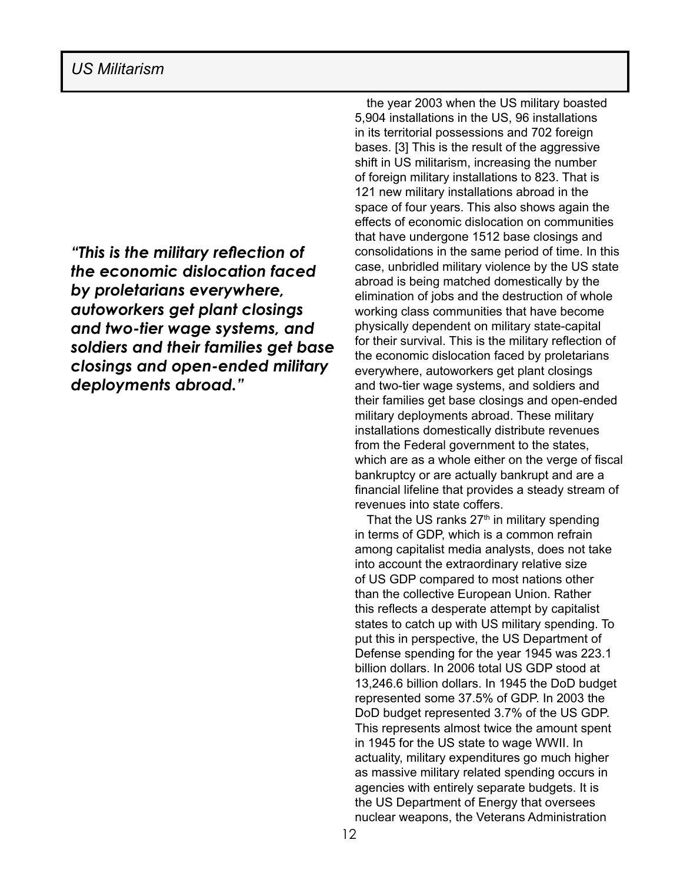the year 2003 when the US military boasted 5,904 installations in the US, 96 installations in its territorial possessions and 702 foreign bases. [3] This is the result of the aggressive shift in US militarism, increasing the number of foreign military installations to 823. That is 121 new military installations abroad in the space of four years. This also shows again the effects of economic dislocation on communities that have undergone 1512 base closings and consolidations in the same period of time. In this case, unbridled military violence by the US state abroad is being matched domestically by the elimination of jobs and the destruction of whole working class communities that have become physically dependent on military state-capital for their survival. This is the military reflection of the economic dislocation faced by proletarians everywhere, autoworkers get plant closings and two-tier wage systems, and soldiers and their families get base closings and open-ended military deployments abroad. These military installations domestically distribute revenues from the Federal government to the states, which are as a whole either on the verge of fiscal bankruptcy or are actually bankrupt and are a financial lifeline that provides a steady stream of revenues into state coffers.

> ***"This is the military reflection of the economic dislocation faced by proletarians everywhere, autoworkers get plant closings and two-tier wage systems, and soldiers and their families get base closings and open-ended military deployments abroad."***

That the US ranks 27th in military spending in terms of GDP, which is a common refrain among capitalist media analysts, does not take into account the extraordinary relative size of US GDP compared to most nations other than the collective European Union. Rather this reflects a desperate attempt by capitalist states to catch up with US military spending. To put this in perspective, the US Department of Defense spending for the year 1945 was 223.1 billion dollars. In 2006 total US GDP stood at 13,246.6 billion dollars. In 1945 the DoD budget represented some 37.5% of GDP. In 2003 the DoD budget represented 3.7% of the US GDP. This represents almost twice the amount spent in 1945 for the US state to wage WWII. In actuality, military expenditures go much higher as massive military related spending occurs in agencies with entirely separate budgets. It is the US Department of Energy that oversees nuclear weapons, the Veterans Administration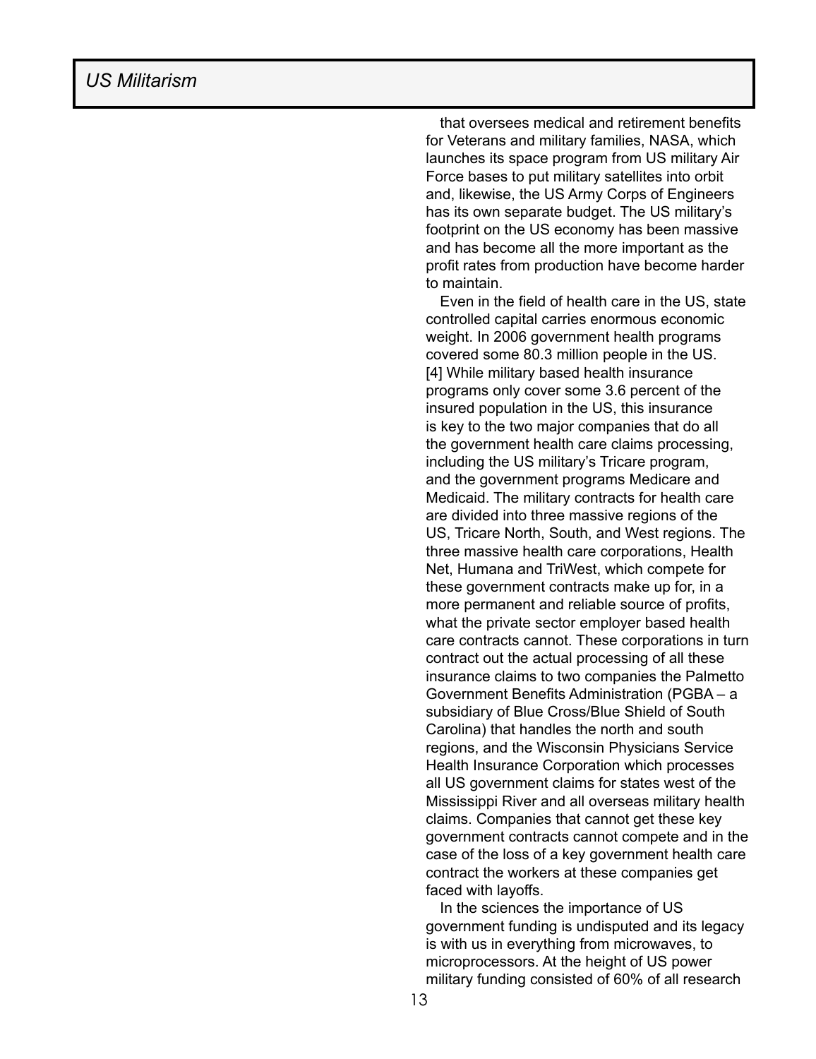that oversees medical and retirement benefits for Veterans and military families, NASA, which launches its space program from US military Air Force bases to put military satellites into orbit and, likewise, the US Army Corps of Engineers has its own separate budget. The US military's footprint on the US economy has been massive and has become all the more important as the profit rates from production have become harder to maintain.

Even in the field of health care in the US, state controlled capital carries enormous economic weight. In 2006 government health programs covered some 80.3 million people in the US. [4] While military based health insurance programs only cover some 3.6 percent of the insured population in the US, this insurance is key to the two major companies that do all the government health care claims processing, including the US military's Tricare program, and the government programs Medicare and Medicaid. The military contracts for health care are divided into three massive regions of the US, Tricare North, South, and West regions. The three massive health care corporations, Health Net, Humana and TriWest, which compete for these government contracts make up for, in a more permanent and reliable source of profits, what the private sector employer based health care contracts cannot. These corporations in turn contract out the actual processing of all these insurance claims to two companies the Palmetto Government Benefits Administration (PGBA – a subsidiary of Blue Cross/Blue Shield of South Carolina) that handles the north and south regions, and the Wisconsin Physicians Service Health Insurance Corporation which processes all US government claims for states west of the Mississippi River and all overseas military health claims. Companies that cannot get these key government contracts cannot compete and in the case of the loss of a key government health care contract the workers at these companies get faced with layoffs.

In the sciences the importance of US government funding is undisputed and its legacy is with us in everything from microwaves, to microprocessors. At the height of US power military funding consisted of 60% of all research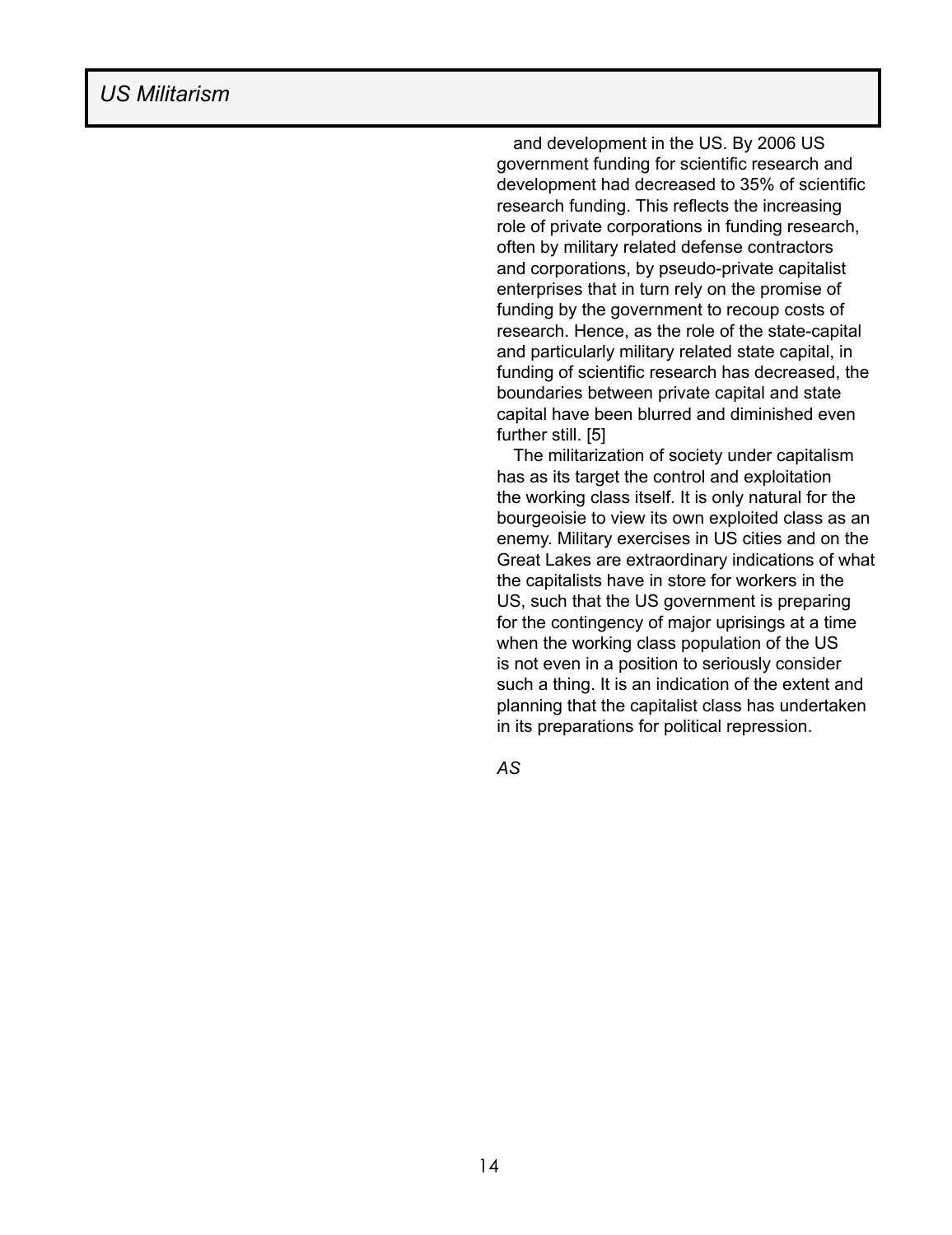and development in the US. By 2006 US government funding for scientific research and development had decreased to 35% of scientific research funding. This reflects the increasing role of private corporations in funding research, often by military related defense contractors and corporations, by pseudo-private capitalist enterprises that in turn rely on the promise of funding by the government to recoup costs of research. Hence, as the role of the state-capital and particularly military related state capital, in funding of scientific research has decreased, the boundaries between private capital and state capital have been blurred and diminished even further still. [5]

The militarization of society under capitalism has as its target the control and exploitation the working class itself. It is only natural for the bourgeoisie to view its own exploited class as an enemy. Military exercises in US cities and on the Great Lakes are extraordinary indications of what the capitalists have in store for workers in the US, such that the US government is preparing for the contingency of major uprisings at a time when the working class population of the US is not even in a position to seriously consider such a thing. It is an indication of the extent and planning that the capitalist class has undertaken in its preparations for political repression.

*AS*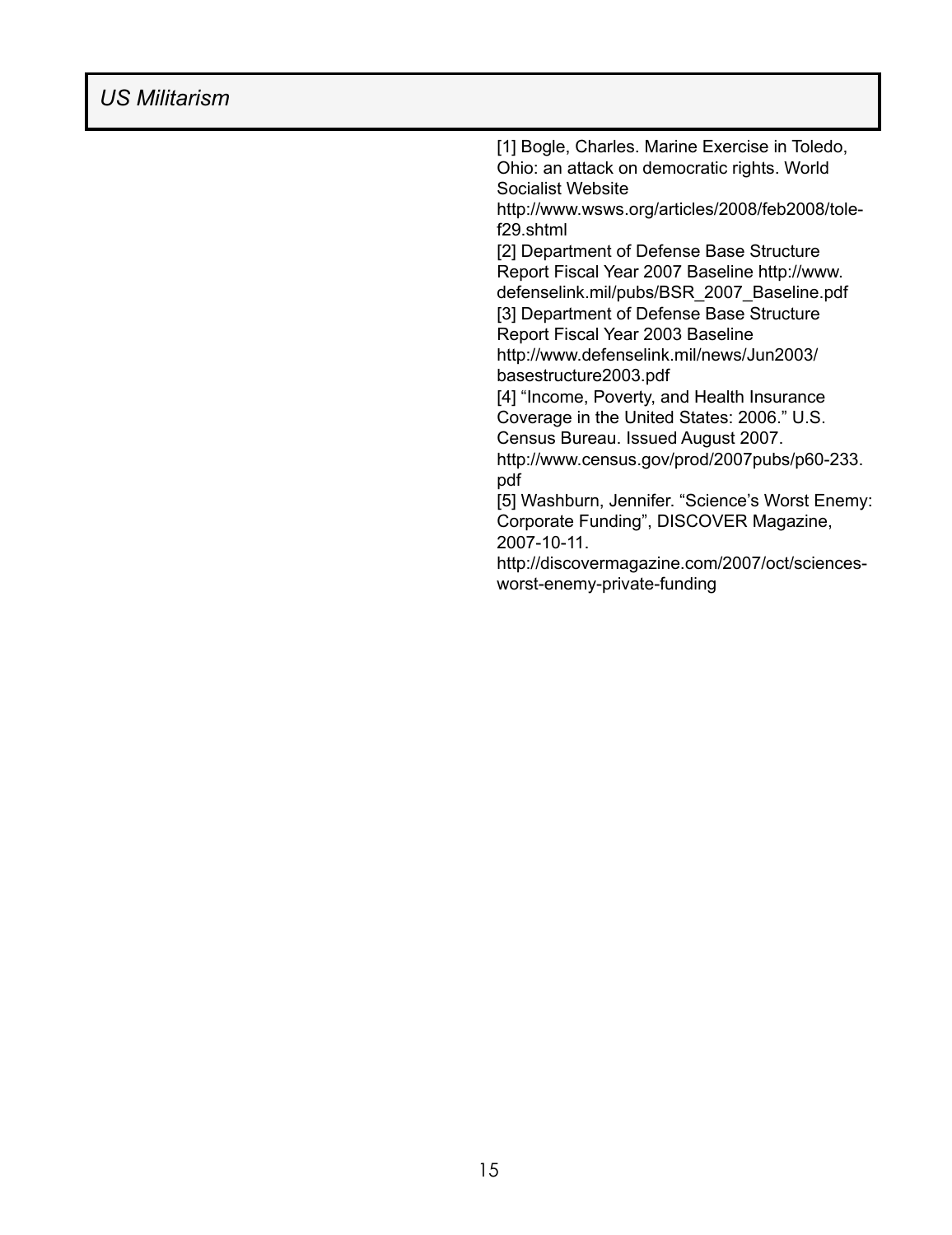[1] Bogle, Charles. Marine Exercise in Toledo, Ohio: an attack on democratic rights. World Socialist Website http://www.wsws.org/articles/2008/feb2008/tole-f29.shtml

[2] Department of Defense Base Structure Report Fiscal Year 2007 Baseline http://www.defenselink.mil/pubs/BSR_2007_Baseline.pdf

[3] Department of Defense Base Structure Report Fiscal Year 2003 Baseline http://www.defenselink.mil/news/Jun2003/basestructure2003.pdf

[4] “Income, Poverty, and Health Insurance Coverage in the United States: 2006.” U.S. Census Bureau. Issued August 2007. http://www.census.gov/prod/2007pubs/p60-233.pdf

[5] Washburn, Jennifer. “Science’s Worst Enemy: Corporate Funding”, DISCOVER Magazine, 2007-10-11. http://discovermagazine.com/2007/oct/sciences-worst-enemy-private-funding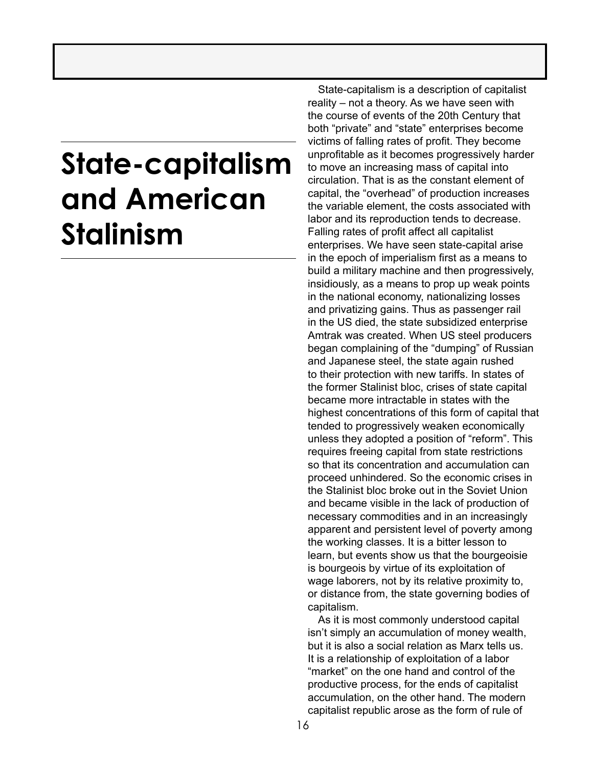# State-capitalism and American Stalinism

State-capitalism is a description of capitalist reality – not a theory. As we have seen with the course of events of the 20th Century that both "private" and "state" enterprises become victims of falling rates of profit. They become unprofitable as it becomes progressively harder to move an increasing mass of capital into circulation. That is as the constant element of capital, the "overhead" of production increases the variable element, the costs associated with labor and its reproduction tends to decrease. Falling rates of profit affect all capitalist enterprises. We have seen state-capital arise in the epoch of imperialism first as a means to build a military machine and then progressively, insidiously, as a means to prop up weak points in the national economy, nationalizing losses and privatizing gains. Thus as passenger rail in the US died, the state subsidized enterprise Amtrak was created. When US steel producers began complaining of the "dumping" of Russian and Japanese steel, the state again rushed to their protection with new tariffs. In states of the former Stalinist bloc, crises of state capital became more intractable in states with the highest concentrations of this form of capital that tended to progressively weaken economically unless they adopted a position of "reform". This requires freeing capital from state restrictions so that its concentration and accumulation can proceed unhindered. So the economic crises in the Stalinist bloc broke out in the Soviet Union and became visible in the lack of production of necessary commodities and in an increasingly apparent and persistent level of poverty among the working classes. It is a bitter lesson to learn, but events show us that the bourgeoisie is bourgeois by virtue of its exploitation of wage laborers, not by its relative proximity to, or distance from, the state governing bodies of capitalism.

As it is most commonly understood capital isn't simply an accumulation of money wealth, but it is also a social relation as Marx tells us. It is a relationship of exploitation of a labor "market" on the one hand and control of the productive process, for the ends of capitalist accumulation, on the other hand. The modern capitalist republic arose as the form of rule of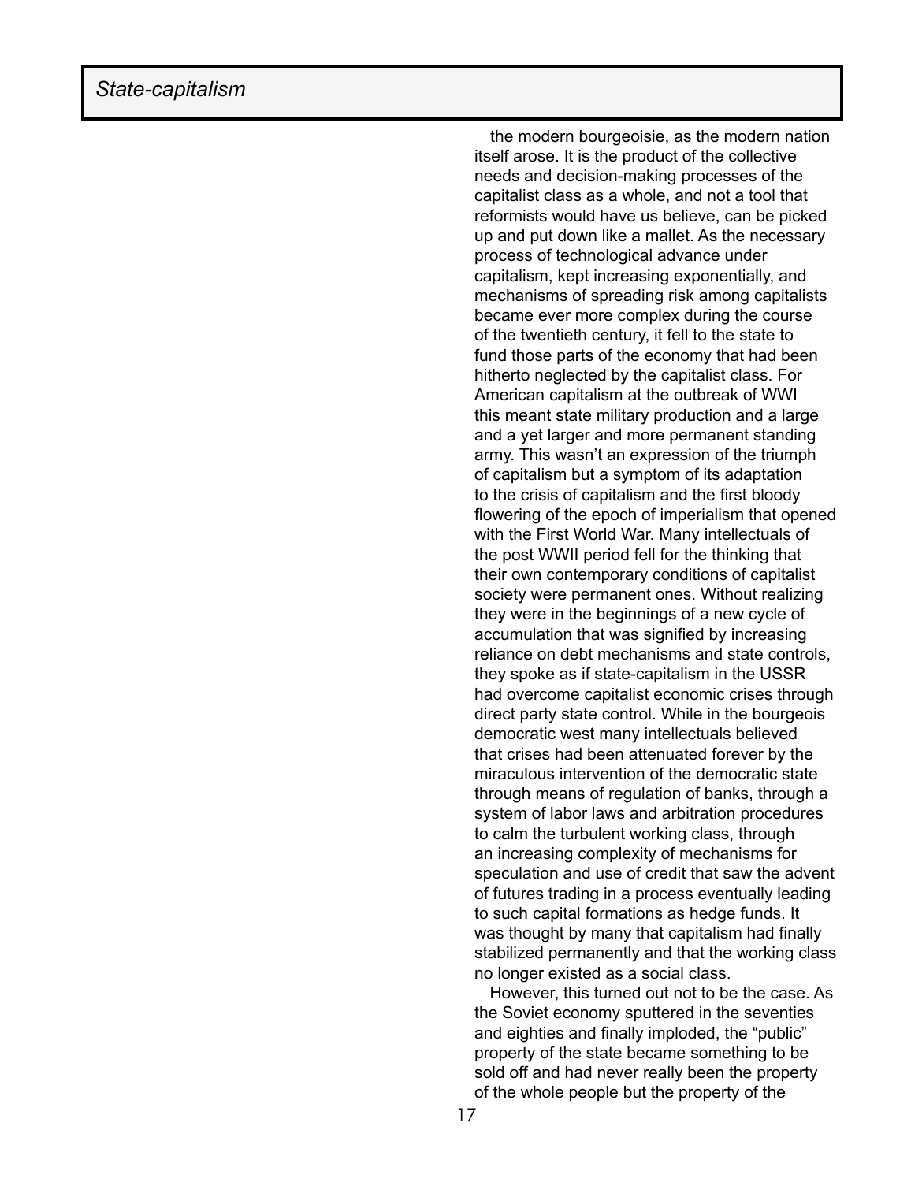the modern bourgeoisie, as the modern nation itself arose. It is the product of the collective needs and decision-making processes of the capitalist class as a whole, and not a tool that reformists would have us believe, can be picked up and put down like a mallet. As the necessary process of technological advance under capitalism, kept increasing exponentially, and mechanisms of spreading risk among capitalists became ever more complex during the course of the twentieth century, it fell to the state to fund those parts of the economy that had been hitherto neglected by the capitalist class. For American capitalism at the outbreak of WWI this meant state military production and a large and a yet larger and more permanent standing army. This wasn't an expression of the triumph of capitalism but a symptom of its adaptation to the crisis of capitalism and the first bloody flowering of the epoch of imperialism that opened with the First World War. Many intellectuals of the post WWII period fell for the thinking that their own contemporary conditions of capitalist society were permanent ones. Without realizing they were in the beginnings of a new cycle of accumulation that was signified by increasing reliance on debt mechanisms and state controls, they spoke as if state-capitalism in the USSR had overcome capitalist economic crises through direct party state control. While in the bourgeois democratic west many intellectuals believed that crises had been attenuated forever by the miraculous intervention of the democratic state through means of regulation of banks, through a system of labor laws and arbitration procedures to calm the turbulent working class, through an increasing complexity of mechanisms for speculation and use of credit that saw the advent of futures trading in a process eventually leading to such capital formations as hedge funds. It was thought by many that capitalism had finally stabilized permanently and that the working class no longer existed as a social class.

However, this turned out not to be the case. As the Soviet economy sputtered in the seventies and eighties and finally imploded, the "public" property of the state became something to be sold off and had never really been the property of the whole people but the property of the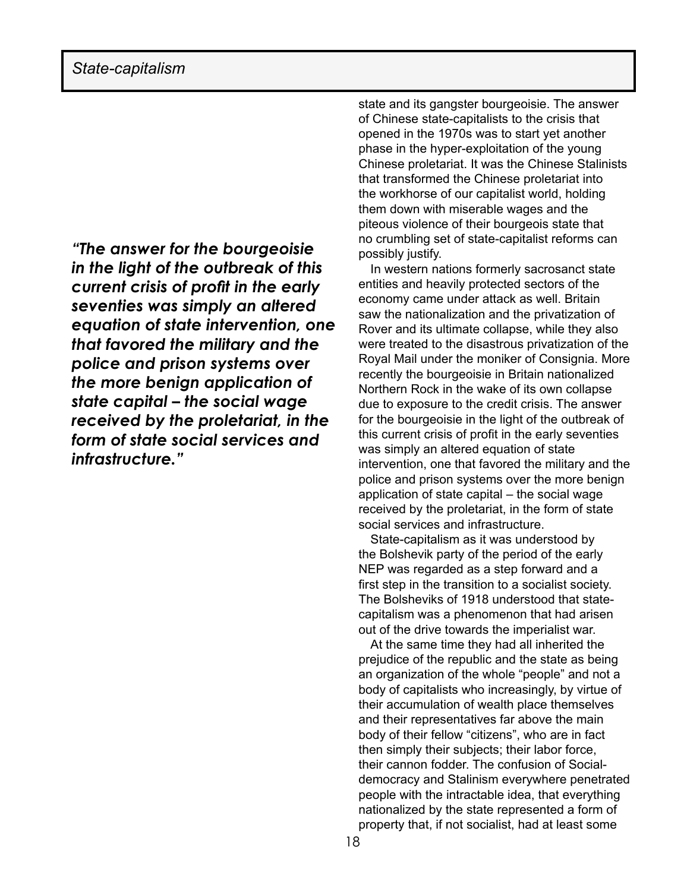*"The answer for the bourgeoisie in the light of the outbreak of this current crisis of profit in the early seventies was simply an altered equation of state intervention, one that favored the military and the police and prison systems over the more benign application of state capital – the social wage received by the proletariat, in the form of state social services and infrastructure."*

state and its gangster bourgeoisie. The answer of Chinese state-capitalists to the crisis that opened in the 1970s was to start yet another phase in the hyper-exploitation of the young Chinese proletariat. It was the Chinese Stalinists that transformed the Chinese proletariat into the workhorse of our capitalist world, holding them down with miserable wages and the piteous violence of their bourgeois state that no crumbling set of state-capitalist reforms can possibly justify.

In western nations formerly sacrosanct state entities and heavily protected sectors of the economy came under attack as well. Britain saw the nationalization and the privatization of Rover and its ultimate collapse, while they also were treated to the disastrous privatization of the Royal Mail under the moniker of Consignia. More recently the bourgeoisie in Britain nationalized Northern Rock in the wake of its own collapse due to exposure to the credit crisis. The answer for the bourgeoisie in the light of the outbreak of this current crisis of profit in the early seventies was simply an altered equation of state intervention, one that favored the military and the police and prison systems over the more benign application of state capital – the social wage received by the proletariat, in the form of state social services and infrastructure.

State-capitalism as it was understood by the Bolshevik party of the period of the early NEP was regarded as a step forward and a first step in the transition to a socialist society. The Bolsheviks of 1918 understood that state-capitalism was a phenomenon that had arisen out of the drive towards the imperialist war.

At the same time they had all inherited the prejudice of the republic and the state as being an organization of the whole "people" and not a body of capitalists who increasingly, by virtue of their accumulation of wealth place themselves and their representatives far above the main body of their fellow "citizens", who are in fact then simply their subjects; their labor force, their cannon fodder. The confusion of Social-democracy and Stalinism everywhere penetrated people with the intractable idea, that everything nationalized by the state represented a form of property that, if not socialist, had at least some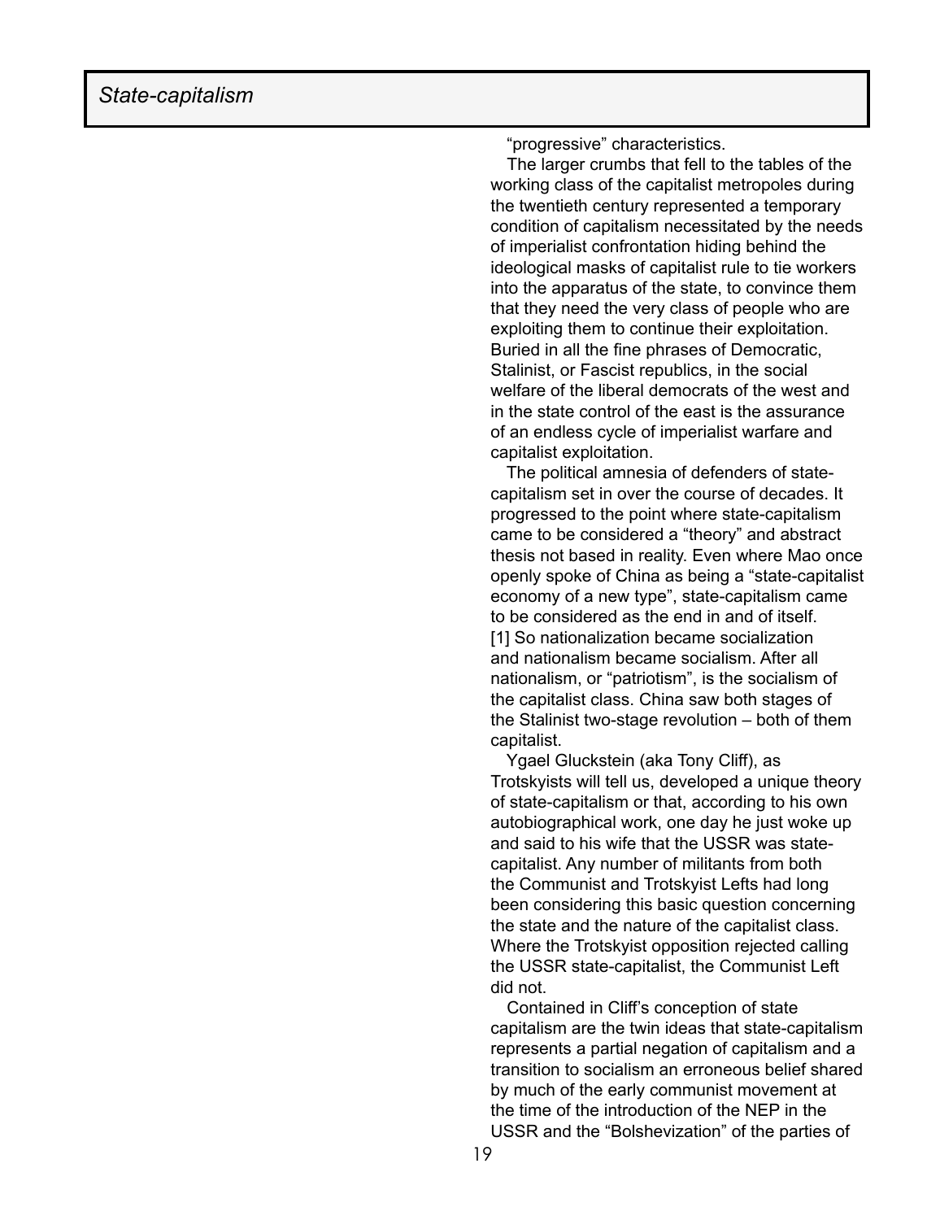"progressive" characteristics.

The larger crumbs that fell to the tables of the working class of the capitalist metropoles during the twentieth century represented a temporary condition of capitalism necessitated by the needs of imperialist confrontation hiding behind the ideological masks of capitalist rule to tie workers into the apparatus of the state, to convince them that they need the very class of people who are exploiting them to continue their exploitation. Buried in all the fine phrases of Democratic, Stalinist, or Fascist republics, in the social welfare of the liberal democrats of the west and in the state control of the east is the assurance of an endless cycle of imperialist warfare and capitalist exploitation.

The political amnesia of defenders of state-capitalism set in over the course of decades. It progressed to the point where state-capitalism came to be considered a "theory" and abstract thesis not based in reality. Even where Mao once openly spoke of China as being a "state-capitalist economy of a new type", state-capitalism came to be considered as the end in and of itself. [1] So nationalization became socialization and nationalism became socialism. After all nationalism, or "patriotism", is the socialism of the capitalist class. China saw both stages of the Stalinist two-stage revolution – both of them capitalist.

Ygael Gluckstein (aka Tony Cliff), as Trotskyists will tell us, developed a unique theory of state-capitalism or that, according to his own autobiographical work, one day he just woke up and said to his wife that the USSR was state-capitalist. Any number of militants from both the Communist and Trotskyist Lefts had long been considering this basic question concerning the state and the nature of the capitalist class. Where the Trotskyist opposition rejected calling the USSR state-capitalist, the Communist Left did not.

Contained in Cliff's conception of state capitalism are the twin ideas that state-capitalism represents a partial negation of capitalism and a transition to socialism an erroneous belief shared by much of the early communist movement at the time of the introduction of the NEP in the USSR and the "Bolshevization" of the parties of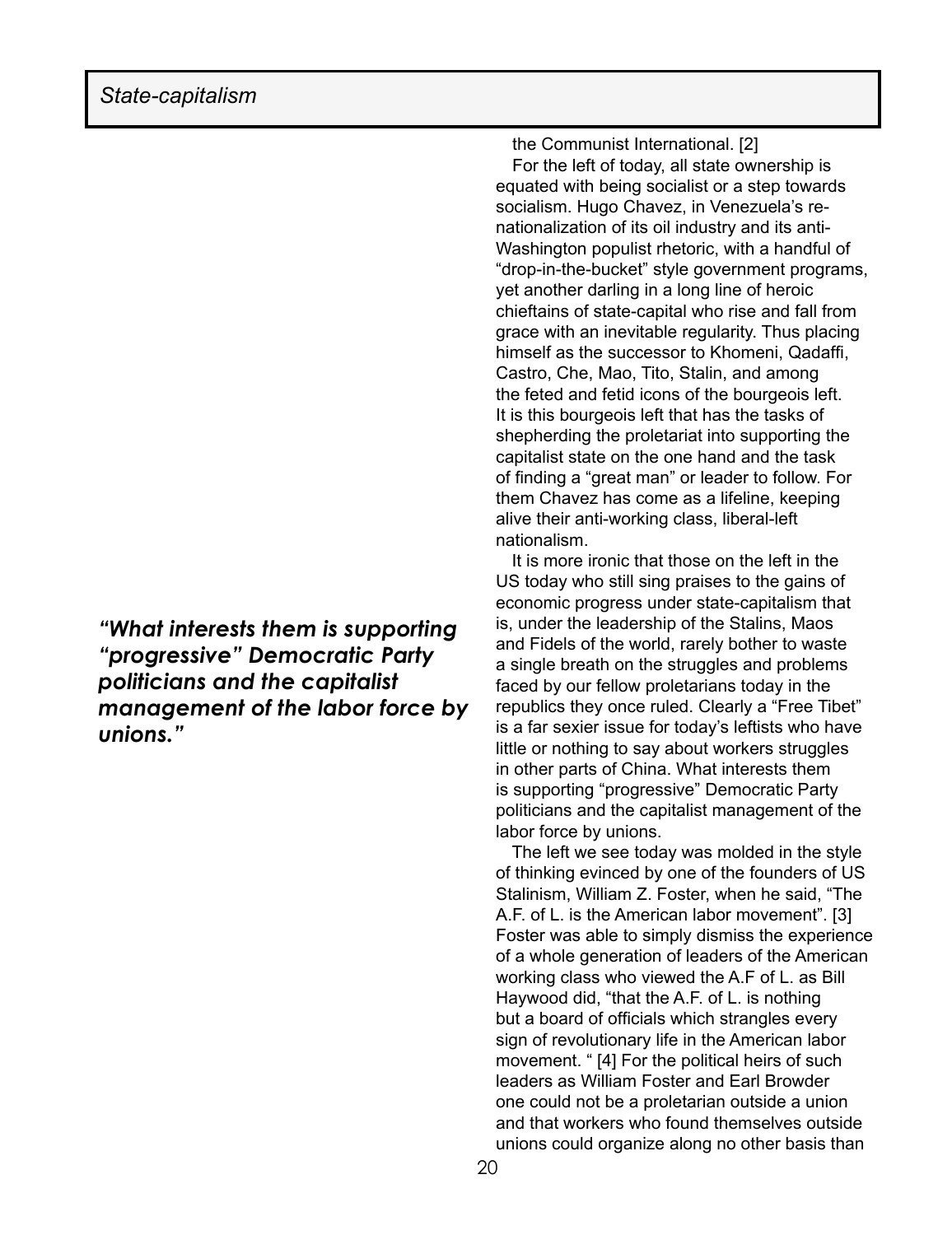the Communist International. [2]

For the left of today, all state ownership is equated with being socialist or a step towards socialism. Hugo Chavez, in Venezuela's re-nationalization of its oil industry and its anti-Washington populist rhetoric, with a handful of "drop-in-the-bucket" style government programs, yet another darling in a long line of heroic chieftains of state-capital who rise and fall from grace with an inevitable regularity. Thus placing himself as the successor to Khomeni, Qadaffi, Castro, Che, Mao, Tito, Stalin, and among the feted and fetid icons of the bourgeois left. It is this bourgeois left that has the tasks of shepherding the proletariat into supporting the capitalist state on the one hand and the task of finding a "great man" or leader to follow. For them Chavez has come as a lifeline, keeping alive their anti-working class, liberal-left nationalism.

It is more ironic that those on the left in the US today who still sing praises to the gains of economic progress under state-capitalism that is, under the leadership of the Stalins, Maos and Fidels of the world, rarely bother to waste a single breath on the struggles and problems faced by our fellow proletarians today in the republics they once ruled. Clearly a "Free Tibet" is a far sexier issue for today's leftists who have little or nothing to say about workers struggles in other parts of China. What interests them is supporting "progressive" Democratic Party politicians and the capitalist management of the labor force by unions.

***"What interests them is supporting "progressive" Democratic Party politicians and the capitalist management of the labor force by unions."***

The left we see today was molded in the style of thinking evinced by one of the founders of US Stalinism, William Z. Foster, when he said, "The A.F. of L. is the American labor movement". [3] Foster was able to simply dismiss the experience of a whole generation of leaders of the American working class who viewed the A.F of L. as Bill Haywood did, "that the A.F. of L. is nothing but a board of officials which strangles every sign of revolutionary life in the American labor movement. " [4] For the political heirs of such leaders as William Foster and Earl Browder one could not be a proletarian outside a union and that workers who found themselves outside unions could organize along no other basis than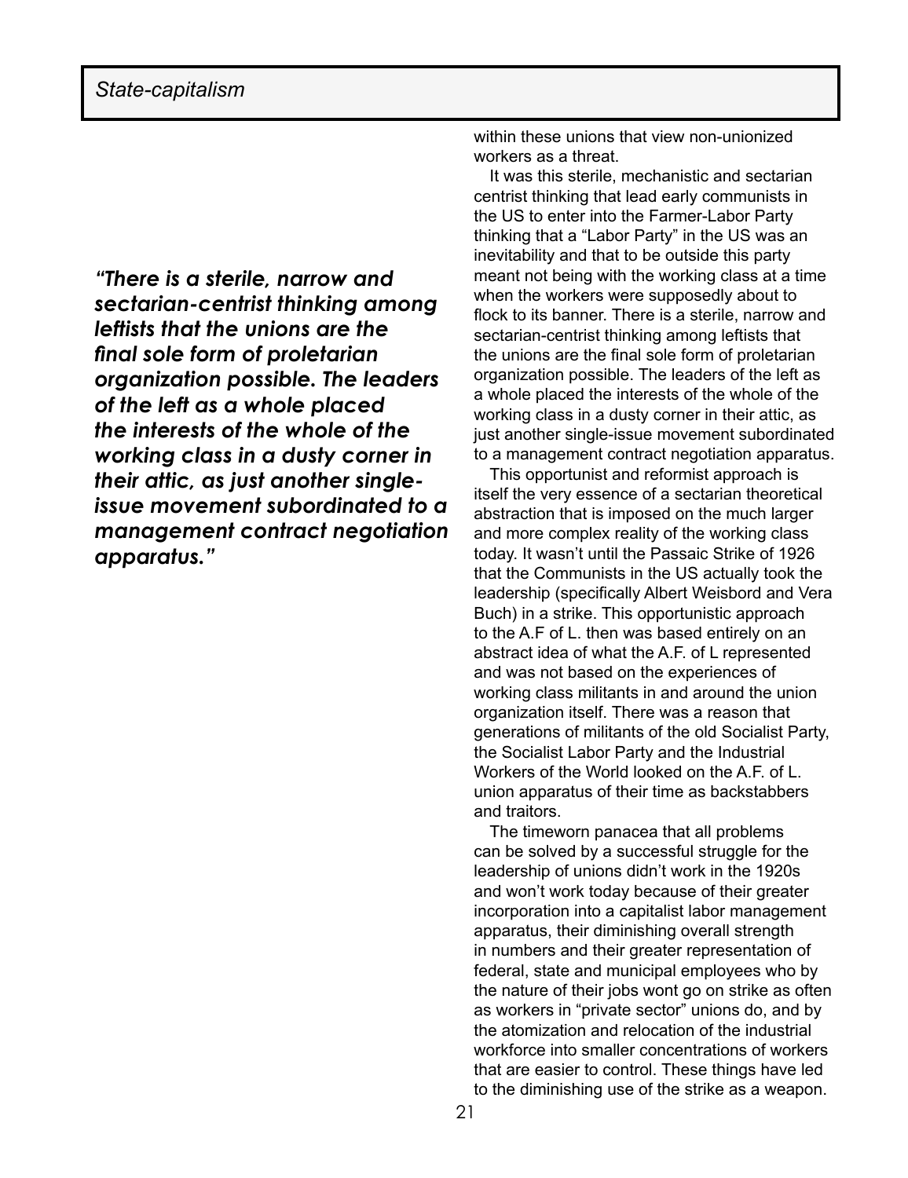*“There is a sterile, narrow and sectarian-centrist thinking among leftists that the unions are the final sole form of proletarian organization possible. The leaders of the left as a whole placed the interests of the whole of the working class in a dusty corner in their attic, as just another single-issue movement subordinated to a management contract negotiation apparatus.”*

within these unions that view non-unionized workers as a threat.

It was this sterile, mechanistic and sectarian centrist thinking that lead early communists in the US to enter into the Farmer-Labor Party thinking that a “Labor Party” in the US was an inevitability and that to be outside this party meant not being with the working class at a time when the workers were supposedly about to flock to its banner. There is a sterile, narrow and sectarian-centrist thinking among leftists that the unions are the final sole form of proletarian organization possible. The leaders of the left as a whole placed the interests of the whole of the working class in a dusty corner in their attic, as just another single-issue movement subordinated to a management contract negotiation apparatus.

This opportunist and reformist approach is itself the very essence of a sectarian theoretical abstraction that is imposed on the much larger and more complex reality of the working class today. It wasn’t until the Passaic Strike of 1926 that the Communists in the US actually took the leadership (specifically Albert Weisbord and Vera Buch) in a strike. This opportunistic approach to the A.F of L. then was based entirely on an abstract idea of what the A.F. of L represented and was not based on the experiences of working class militants in and around the union organization itself. There was a reason that generations of militants of the old Socialist Party, the Socialist Labor Party and the Industrial Workers of the World looked on the A.F. of L. union apparatus of their time as backstabbers and traitors.

The timeworn panacea that all problems can be solved by a successful struggle for the leadership of unions didn’t work in the 1920s and won’t work today because of their greater incorporation into a capitalist labor management apparatus, their diminishing overall strength in numbers and their greater representation of federal, state and municipal employees who by the nature of their jobs wont go on strike as often as workers in “private sector” unions do, and by the atomization and relocation of the industrial workforce into smaller concentrations of workers that are easier to control. These things have led to the diminishing use of the strike as a weapon.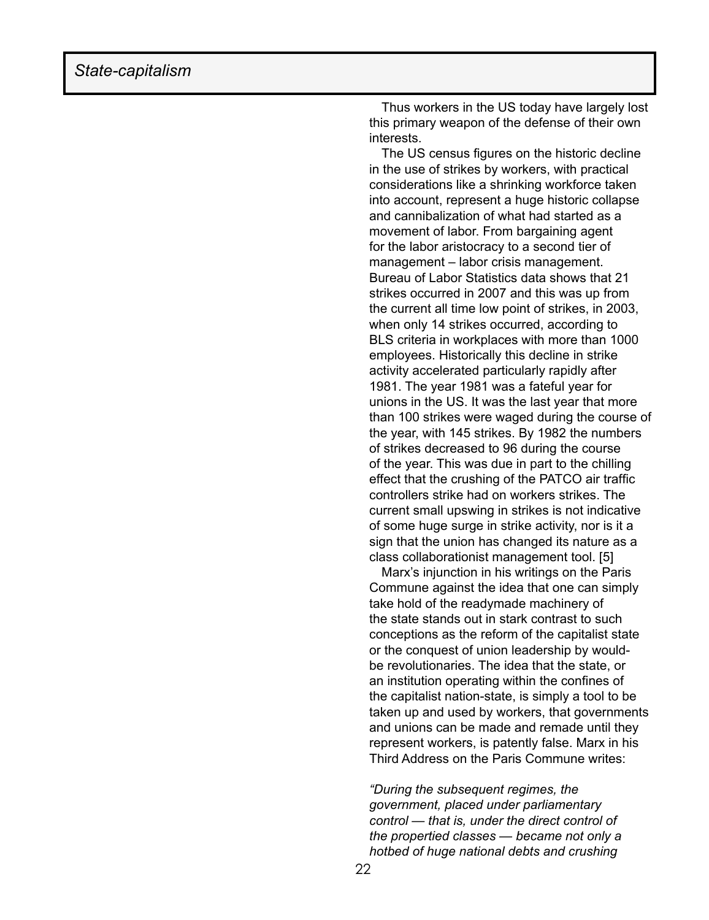Thus workers in the US today have largely lost this primary weapon of the defense of their own interests.

The US census figures on the historic decline in the use of strikes by workers, with practical considerations like a shrinking workforce taken into account, represent a huge historic collapse and cannibalization of what had started as a movement of labor. From bargaining agent for the labor aristocracy to a second tier of management – labor crisis management. Bureau of Labor Statistics data shows that 21 strikes occurred in 2007 and this was up from the current all time low point of strikes, in 2003, when only 14 strikes occurred, according to BLS criteria in workplaces with more than 1000 employees. Historically this decline in strike activity accelerated particularly rapidly after 1981. The year 1981 was a fateful year for unions in the US. It was the last year that more than 100 strikes were waged during the course of the year, with 145 strikes. By 1982 the numbers of strikes decreased to 96 during the course of the year. This was due in part to the chilling effect that the crushing of the PATCO air traffic controllers strike had on workers strikes. The current small upswing in strikes is not indicative of some huge surge in strike activity, nor is it a sign that the union has changed its nature as a class collaborationist management tool. [5]

Marx's injunction in his writings on the Paris Commune against the idea that one can simply take hold of the readymade machinery of the state stands out in stark contrast to such conceptions as the reform of the capitalist state or the conquest of union leadership by would-be revolutionaries. The idea that the state, or an institution operating within the confines of the capitalist nation-state, is simply a tool to be taken up and used by workers, that governments and unions can be made and remade until they represent workers, is patently false. Marx in his Third Address on the Paris Commune writes:

*"During the subsequent regimes, the government, placed under parliamentary control — that is, under the direct control of the propertied classes — became not only a hotbed of huge national debts and crushing*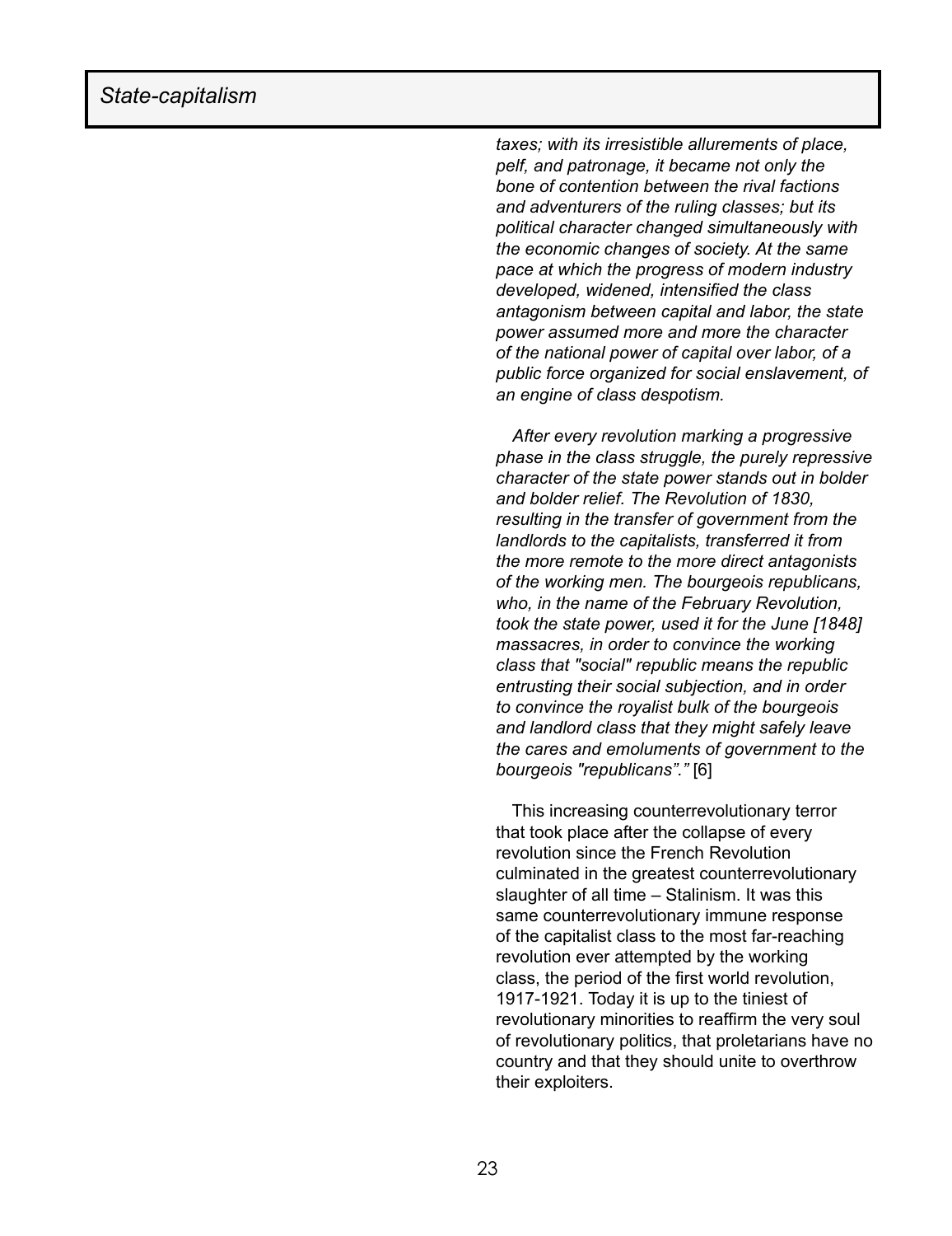*taxes; with its irresistible allurements of place, pelf, and patronage, it became not only the bone of contention between the rival factions and adventurers of the ruling classes; but its political character changed simultaneously with the economic changes of society. At the same pace at which the progress of modern industry developed, widened, intensified the class antagonism between capital and labor, the state power assumed more and more the character of the national power of capital over labor, of a public force organized for social enslavement, of an engine of class despotism.*

*After every revolution marking a progressive phase in the class struggle, the purely repressive character of the state power stands out in bolder and bolder relief. The Revolution of 1830, resulting in the transfer of government from the landlords to the capitalists, transferred it from the more remote to the more direct antagonists of the working men. The bourgeois republicans, who, in the name of the February Revolution, took the state power, used it for the June [1848] massacres, in order to convince the working class that "social" republic means the republic entrusting their social subjection, and in order to convince the royalist bulk of the bourgeois and landlord class that they might safely leave the cares and emoluments of government to the bourgeois "republicans"."* [6]

This increasing counterrevolutionary terror that took place after the collapse of every revolution since the French Revolution culminated in the greatest counterrevolutionary slaughter of all time – Stalinism. It was this same counterrevolutionary immune response of the capitalist class to the most far-reaching revolution ever attempted by the working class, the period of the first world revolution, 1917-1921. Today it is up to the tiniest of revolutionary minorities to reaffirm the very soul of revolutionary politics, that proletarians have no country and that they should unite to overthrow their exploiters.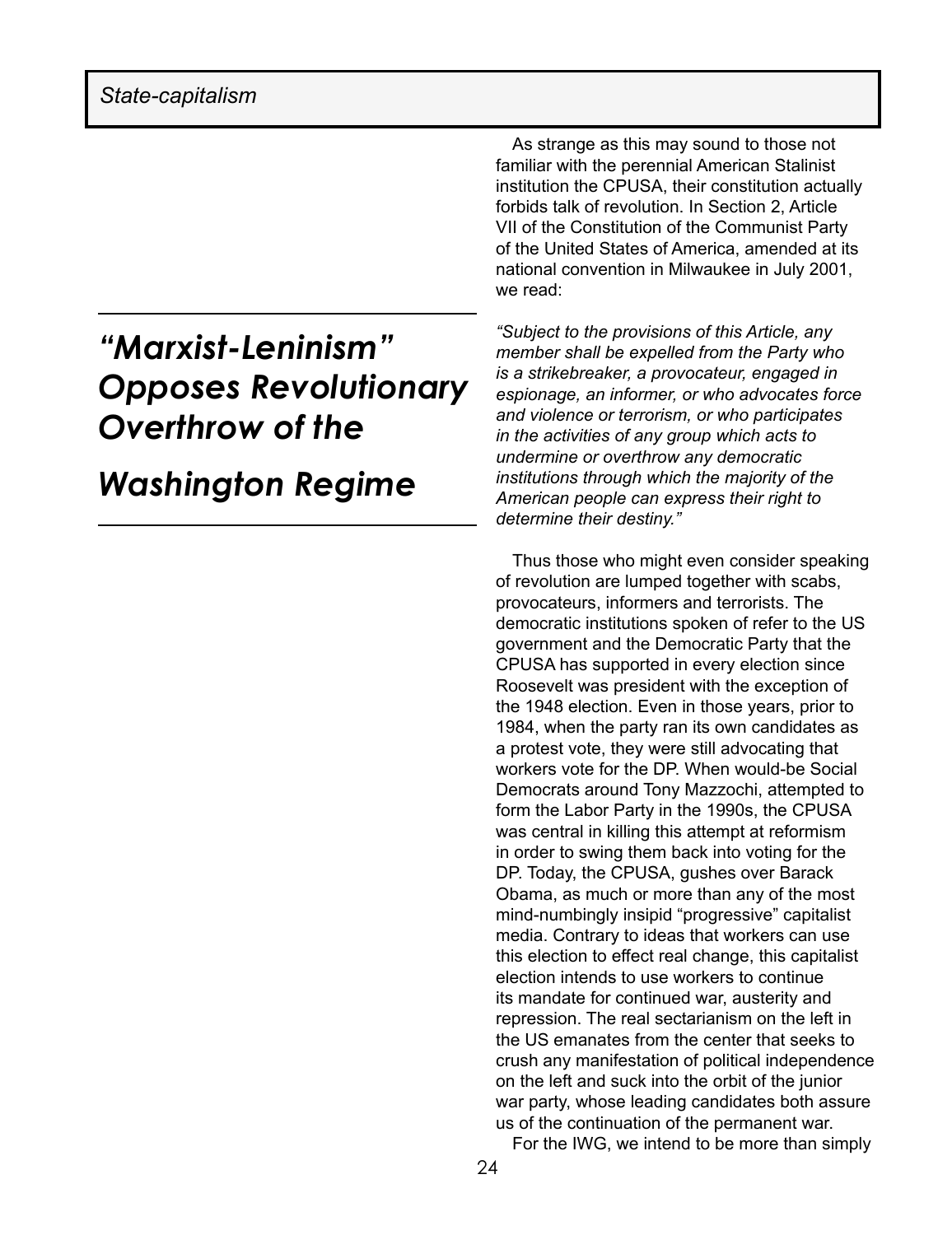# *"Marxist-Leninism" Opposes Revolutionary Overthrow of the Washington Regime*

As strange as this may sound to those not familiar with the perennial American Stalinist institution the CPUSA, their constitution actually forbids talk of revolution. In Section 2, Article VII of the Constitution of the Communist Party of the United States of America, amended at its national convention in Milwaukee in July 2001, we read:

*"Subject to the provisions of this Article, any member shall be expelled from the Party who is a strikebreaker, a provocateur, engaged in espionage, an informer, or who advocates force and violence or terrorism, or who participates in the activities of any group which acts to undermine or overthrow any democratic institutions through which the majority of the American people can express their right to determine their destiny."*

Thus those who might even consider speaking of revolution are lumped together with scabs, provocateurs, informers and terrorists. The democratic institutions spoken of refer to the US government and the Democratic Party that the CPUSA has supported in every election since Roosevelt was president with the exception of the 1948 election. Even in those years, prior to 1984, when the party ran its own candidates as a protest vote, they were still advocating that workers vote for the DP. When would-be Social Democrats around Tony Mazzochi, attempted to form the Labor Party in the 1990s, the CPUSA was central in killing this attempt at reformism in order to swing them back into voting for the DP. Today, the CPUSA, gushes over Barack Obama, as much or more than any of the most mind-numbingly insipid "progressive" capitalist media. Contrary to ideas that workers can use this election to effect real change, this capitalist election intends to use workers to continue its mandate for continued war, austerity and repression. The real sectarianism on the left in the US emanates from the center that seeks to crush any manifestation of political independence on the left and suck into the orbit of the junior war party, whose leading candidates both assure us of the continuation of the permanent war.

For the IWG, we intend to be more than simply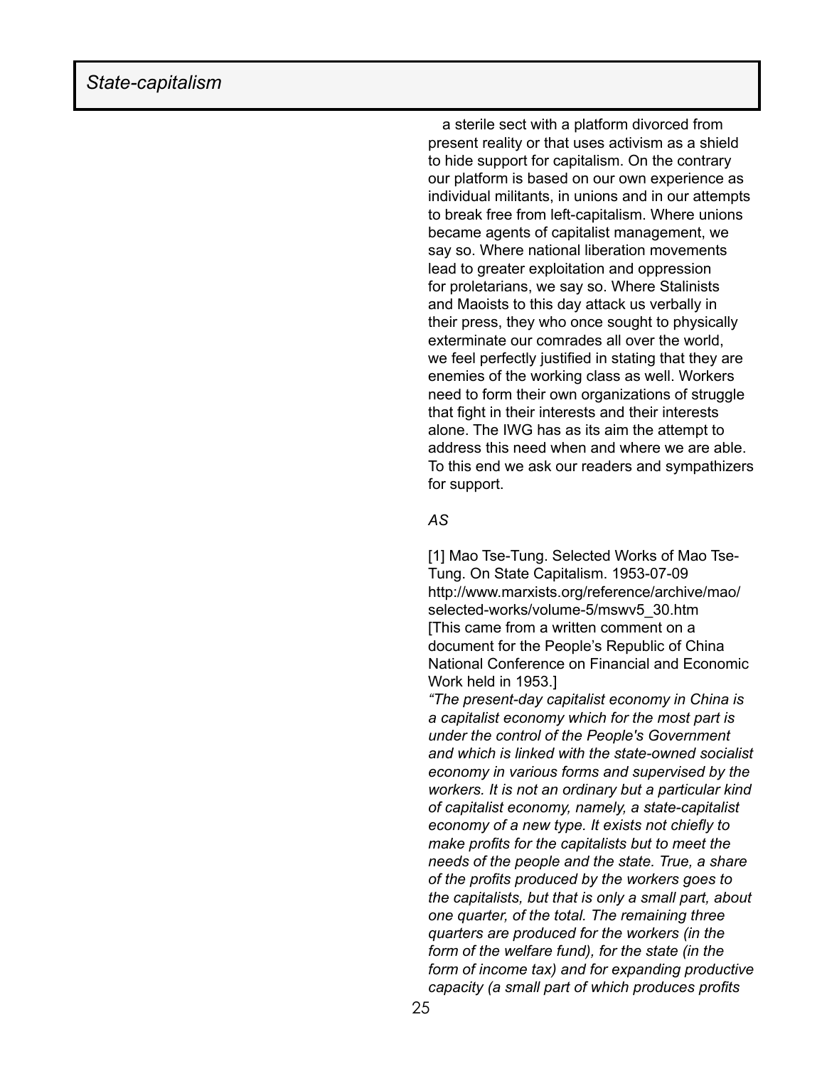a sterile sect with a platform divorced from present reality or that uses activism as a shield to hide support for capitalism. On the contrary our platform is based on our own experience as individual militants, in unions and in our attempts to break free from left-capitalism. Where unions became agents of capitalist management, we say so. Where national liberation movements lead to greater exploitation and oppression for proletarians, we say so. Where Stalinists and Maoists to this day attack us verbally in their press, they who once sought to physically exterminate our comrades all over the world, we feel perfectly justified in stating that they are enemies of the working class as well. Workers need to form their own organizations of struggle that fight in their interests and their interests alone. The IWG has as its aim the attempt to address this need when and where we are able. To this end we ask our readers and sympathizers for support.

*AS*

[1] Mao Tse-Tung. Selected Works of Mao Tse-Tung. On State Capitalism. 1953-07-09 http://www.marxists.org/reference/archive/mao/selected-works/volume-5/mswv5_30.htm [This came from a written comment on a document for the People's Republic of China National Conference on Financial and Economic Work held in 1953.]

*"The present-day capitalist economy in China is a capitalist economy which for the most part is under the control of the People's Government and which is linked with the state-owned socialist economy in various forms and supervised by the workers. It is not an ordinary but a particular kind of capitalist economy, namely, a state-capitalist economy of a new type. It exists not chiefly to make profits for the capitalists but to meet the needs of the people and the state. True, a share of the profits produced by the workers goes to the capitalists, but that is only a small part, about one quarter, of the total. The remaining three quarters are produced for the workers (in the form of the welfare fund), for the state (in the form of income tax) and for expanding productive capacity (a small part of which produces profits*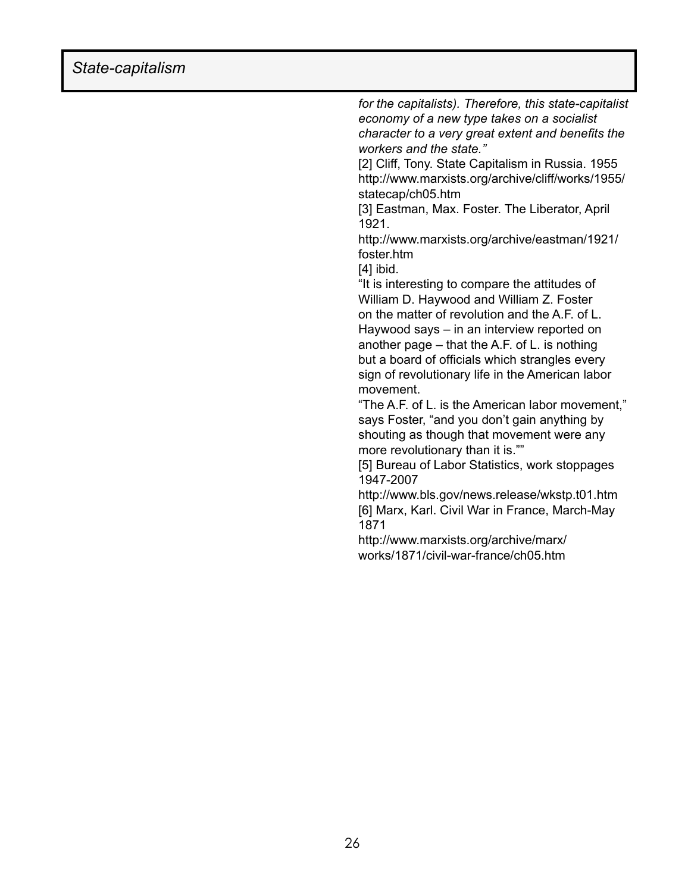*for the capitalists). Therefore, this state-capitalist economy of a new type takes on a socialist character to a very great extent and benefits the workers and the state."*

[2] Cliff, Tony. State Capitalism in Russia. 1955 http://www.marxists.org/archive/cliff/works/1955/statecap/ch05.htm

[3] Eastman, Max. Foster. The Liberator, April 1921.
http://www.marxists.org/archive/eastman/1921/foster.htm

[4] ibid.
"It is interesting to compare the attitudes of William D. Haywood and William Z. Foster on the matter of revolution and the A.F. of L. Haywood says – in an interview reported on another page – that the A.F. of L. is nothing but a board of officials which strangles every sign of revolutionary life in the American labor movement.
"The A.F. of L. is the American labor movement," says Foster, "and you don't gain anything by shouting as though that movement were any more revolutionary than it is.""

[5] Bureau of Labor Statistics, work stoppages 1947-2007
http://www.bls.gov/news.release/wkstp.t01.htm

[6] Marx, Karl. Civil War in France, March-May 1871
http://www.marxists.org/archive/marx/works/1871/civil-war-france/ch05.htm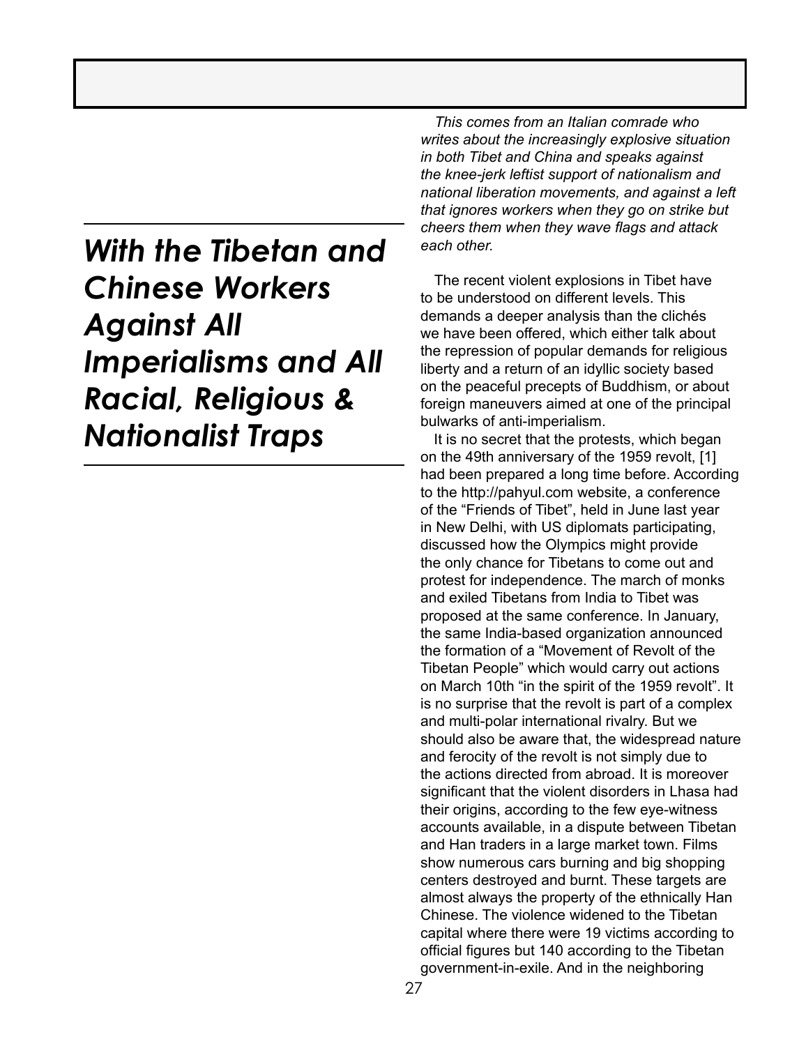# *With the Tibetan and Chinese Workers Against All Imperialisms and All Racial, Religious & Nationalist Traps*

*This comes from an Italian comrade who writes about the increasingly explosive situation in both Tibet and China and speaks against the knee-jerk leftist support of nationalism and national liberation movements, and against a left that ignores workers when they go on strike but cheers them when they wave flags and attack each other.*

The recent violent explosions in Tibet have to be understood on different levels. This demands a deeper analysis than the clichés we have been offered, which either talk about the repression of popular demands for religious liberty and a return of an idyllic society based on the peaceful precepts of Buddhism, or about foreign maneuvers aimed at one of the principal bulwarks of anti-imperialism.

It is no secret that the protests, which began on the 49th anniversary of the 1959 revolt, [1] had been prepared a long time before. According to the http://pahyul.com website, a conference of the "Friends of Tibet", held in June last year in New Delhi, with US diplomats participating, discussed how the Olympics might provide the only chance for Tibetans to come out and protest for independence. The march of monks and exiled Tibetans from India to Tibet was proposed at the same conference. In January, the same India-based organization announced the formation of a "Movement of Revolt of the Tibetan People" which would carry out actions on March 10th "in the spirit of the 1959 revolt". It is no surprise that the revolt is part of a complex and multi-polar international rivalry. But we should also be aware that, the widespread nature and ferocity of the revolt is not simply due to the actions directed from abroad. It is moreover significant that the violent disorders in Lhasa had their origins, according to the few eye-witness accounts available, in a dispute between Tibetan and Han traders in a large market town. Films show numerous cars burning and big shopping centers destroyed and burnt. These targets are almost always the property of the ethnically Han Chinese. The violence widened to the Tibetan capital where there were 19 victims according to official figures but 140 according to the Tibetan government-in-exile. And in the neighboring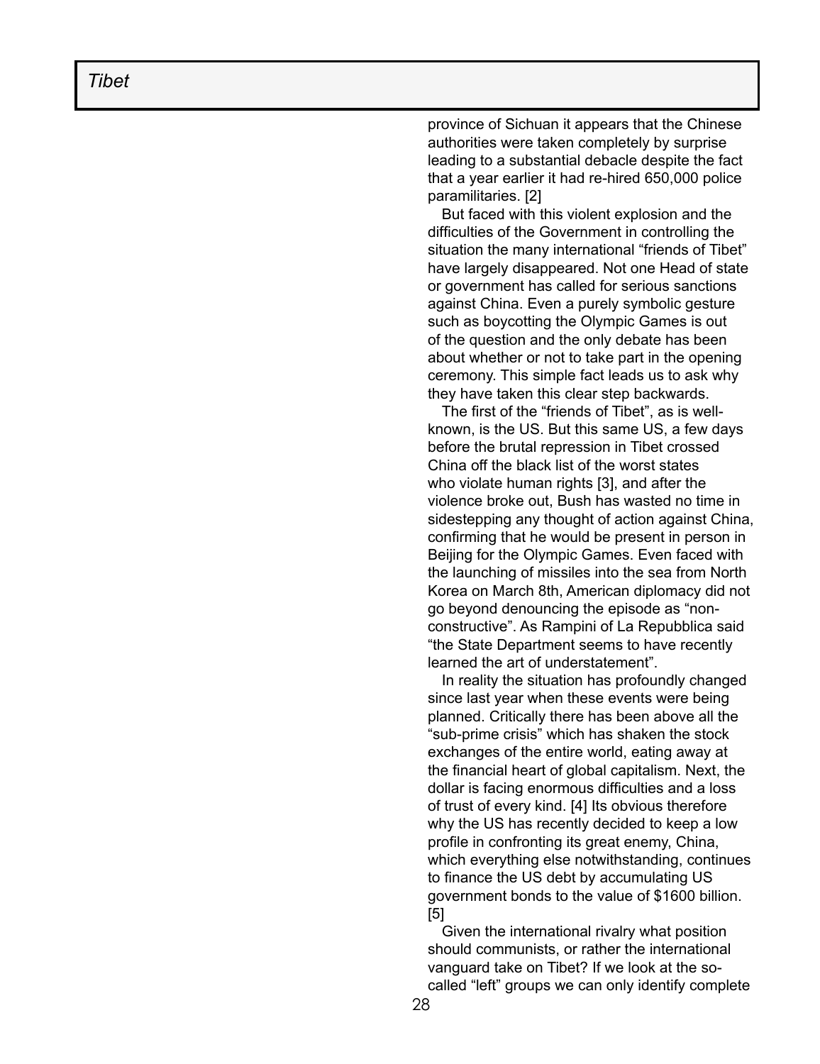province of Sichuan it appears that the Chinese authorities were taken completely by surprise leading to a substantial debacle despite the fact that a year earlier it had re-hired 650,000 police paramilitaries. [2]

But faced with this violent explosion and the difficulties of the Government in controlling the situation the many international "friends of Tibet" have largely disappeared. Not one Head of state or government has called for serious sanctions against China. Even a purely symbolic gesture such as boycotting the Olympic Games is out of the question and the only debate has been about whether or not to take part in the opening ceremony. This simple fact leads us to ask why they have taken this clear step backwards.

The first of the "friends of Tibet", as is well-known, is the US. But this same US, a few days before the brutal repression in Tibet crossed China off the black list of the worst states who violate human rights [3], and after the violence broke out, Bush has wasted no time in sidestepping any thought of action against China, confirming that he would be present in person in Beijing for the Olympic Games. Even faced with the launching of missiles into the sea from North Korea on March 8th, American diplomacy did not go beyond denouncing the episode as "non-constructive". As Rampini of La Repubblica said "the State Department seems to have recently learned the art of understatement".

In reality the situation has profoundly changed since last year when these events were being planned. Critically there has been above all the "sub-prime crisis" which has shaken the stock exchanges of the entire world, eating away at the financial heart of global capitalism. Next, the dollar is facing enormous difficulties and a loss of trust of every kind. [4] Its obvious therefore why the US has recently decided to keep a low profile in confronting its great enemy, China, which everything else notwithstanding, continues to finance the US debt by accumulating US government bonds to the value of $1600 billion. [5]

Given the international rivalry what position should communists, or rather the international vanguard take on Tibet? If we look at the so-called "left" groups we can only identify complete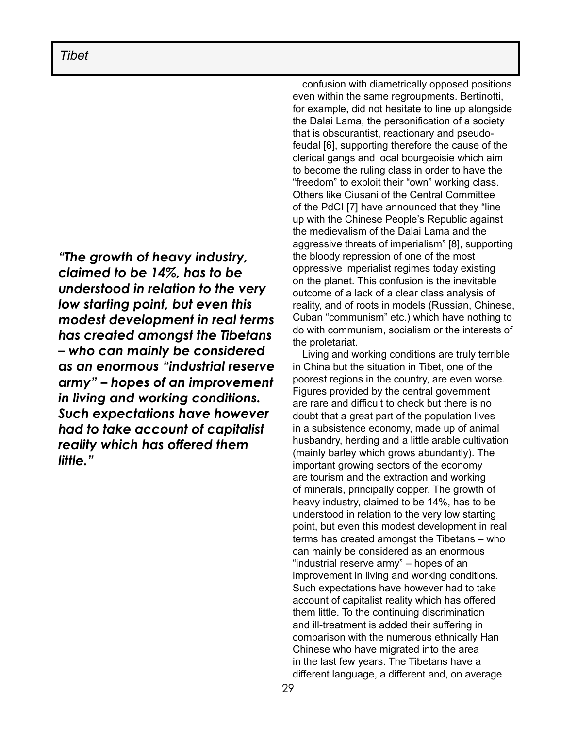*"The growth of heavy industry, claimed to be 14%, has to be understood in relation to the very low starting point, but even this modest development in real terms has created amongst the Tibetans – who can mainly be considered as an enormous "industrial reserve army" – hopes of an improvement in living and working conditions. Such expectations have however had to take account of capitalist reality which has offered them little."*

confusion with diametrically opposed positions even within the same regroupments. Bertinotti, for example, did not hesitate to line up alongside the Dalai Lama, the personification of a society that is obscurantist, reactionary and pseudo-feudal [6], supporting therefore the cause of the clerical gangs and local bourgeoisie which aim to become the ruling class in order to have the "freedom" to exploit their "own" working class. Others like Ciusani of the Central Committee of the PdCI [7] have announced that they "line up with the Chinese People's Republic against the medievalism of the Dalai Lama and the aggressive threats of imperialism" [8], supporting the bloody repression of one of the most oppressive imperialist regimes today existing on the planet. This confusion is the inevitable outcome of a lack of a clear class analysis of reality, and of roots in models (Russian, Chinese, Cuban "communism" etc.) which have nothing to do with communism, socialism or the interests of the proletariat.

Living and working conditions are truly terrible in China but the situation in Tibet, one of the poorest regions in the country, are even worse. Figures provided by the central government are rare and difficult to check but there is no doubt that a great part of the population lives in a subsistence economy, made up of animal husbandry, herding and a little arable cultivation (mainly barley which grows abundantly). The important growing sectors of the economy are tourism and the extraction and working of minerals, principally copper. The growth of heavy industry, claimed to be 14%, has to be understood in relation to the very low starting point, but even this modest development in real terms has created amongst the Tibetans – who can mainly be considered as an enormous "industrial reserve army" – hopes of an improvement in living and working conditions. Such expectations have however had to take account of capitalist reality which has offered them little. To the continuing discrimination and ill-treatment is added their suffering in comparison with the numerous ethnically Han Chinese who have migrated into the area in the last few years. The Tibetans have a different language, a different and, on average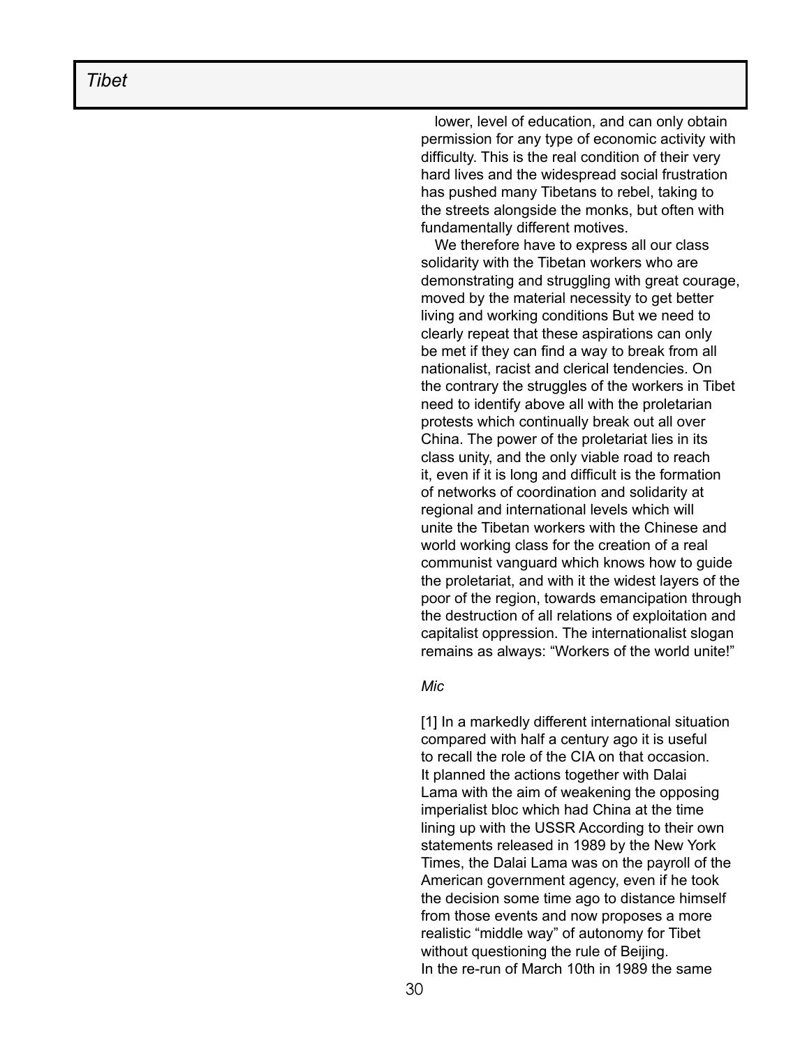lower, level of education, and can only obtain permission for any type of economic activity with difficulty. This is the real condition of their very hard lives and the widespread social frustration has pushed many Tibetans to rebel, taking to the streets alongside the monks, but often with fundamentally different motives.

We therefore have to express all our class solidarity with the Tibetan workers who are demonstrating and struggling with great courage, moved by the material necessity to get better living and working conditions But we need to clearly repeat that these aspirations can only be met if they can find a way to break from all nationalist, racist and clerical tendencies. On the contrary the struggles of the workers in Tibet need to identify above all with the proletarian protests which continually break out all over China. The power of the proletariat lies in its class unity, and the only viable road to reach it, even if it is long and difficult is the formation of networks of coordination and solidarity at regional and international levels which will unite the Tibetan workers with the Chinese and world working class for the creation of a real communist vanguard which knows how to guide the proletariat, and with it the widest layers of the poor of the region, towards emancipation through the destruction of all relations of exploitation and capitalist oppression. The internationalist slogan remains as always: "Workers of the world unite!"

*Mic*

[1] In a markedly different international situation compared with half a century ago it is useful to recall the role of the CIA on that occasion. It planned the actions together with Dalai Lama with the aim of weakening the opposing imperialist bloc which had China at the time lining up with the USSR According to their own statements released in 1989 by the New York Times, the Dalai Lama was on the payroll of the American government agency, even if he took the decision some time ago to distance himself from those events and now proposes a more realistic "middle way" of autonomy for Tibet without questioning the rule of Beijing.
In the re-run of March 10th in 1989 the same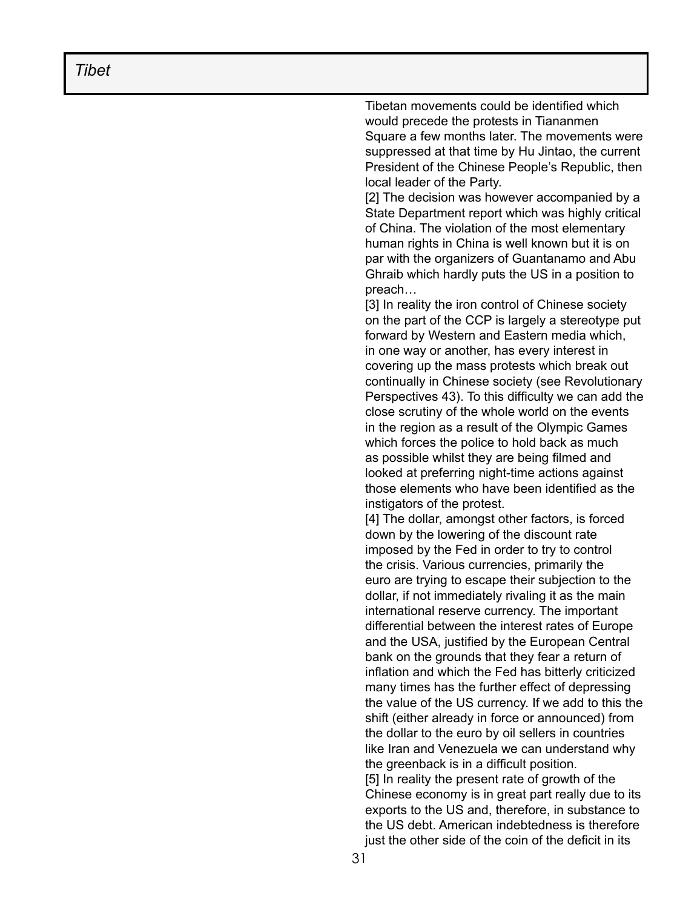Tibetan movements could be identified which would precede the protests in Tiananmen Square a few months later. The movements were suppressed at that time by Hu Jintao, the current President of the Chinese People's Republic, then local leader of the Party.

[2] The decision was however accompanied by a State Department report which was highly critical of China. The violation of the most elementary human rights in China is well known but it is on par with the organizers of Guantanamo and Abu Ghraib which hardly puts the US in a position to preach…

[3] In reality the iron control of Chinese society on the part of the CCP is largely a stereotype put forward by Western and Eastern media which, in one way or another, has every interest in covering up the mass protests which break out continually in Chinese society (see Revolutionary Perspectives 43). To this difficulty we can add the close scrutiny of the whole world on the events in the region as a result of the Olympic Games which forces the police to hold back as much as possible whilst they are being filmed and looked at preferring night-time actions against those elements who have been identified as the instigators of the protest.

[4] The dollar, amongst other factors, is forced down by the lowering of the discount rate imposed by the Fed in order to try to control the crisis. Various currencies, primarily the euro are trying to escape their subjection to the dollar, if not immediately rivaling it as the main international reserve currency. The important differential between the interest rates of Europe and the USA, justified by the European Central bank on the grounds that they fear a return of inflation and which the Fed has bitterly criticized many times has the further effect of depressing the value of the US currency. If we add to this the shift (either already in force or announced) from the dollar to the euro by oil sellers in countries like Iran and Venezuela we can understand why the greenback is in a difficult position.

[5] In reality the present rate of growth of the Chinese economy is in great part really due to its exports to the US and, therefore, in substance to the US debt. American indebtedness is therefore just the other side of the coin of the deficit in its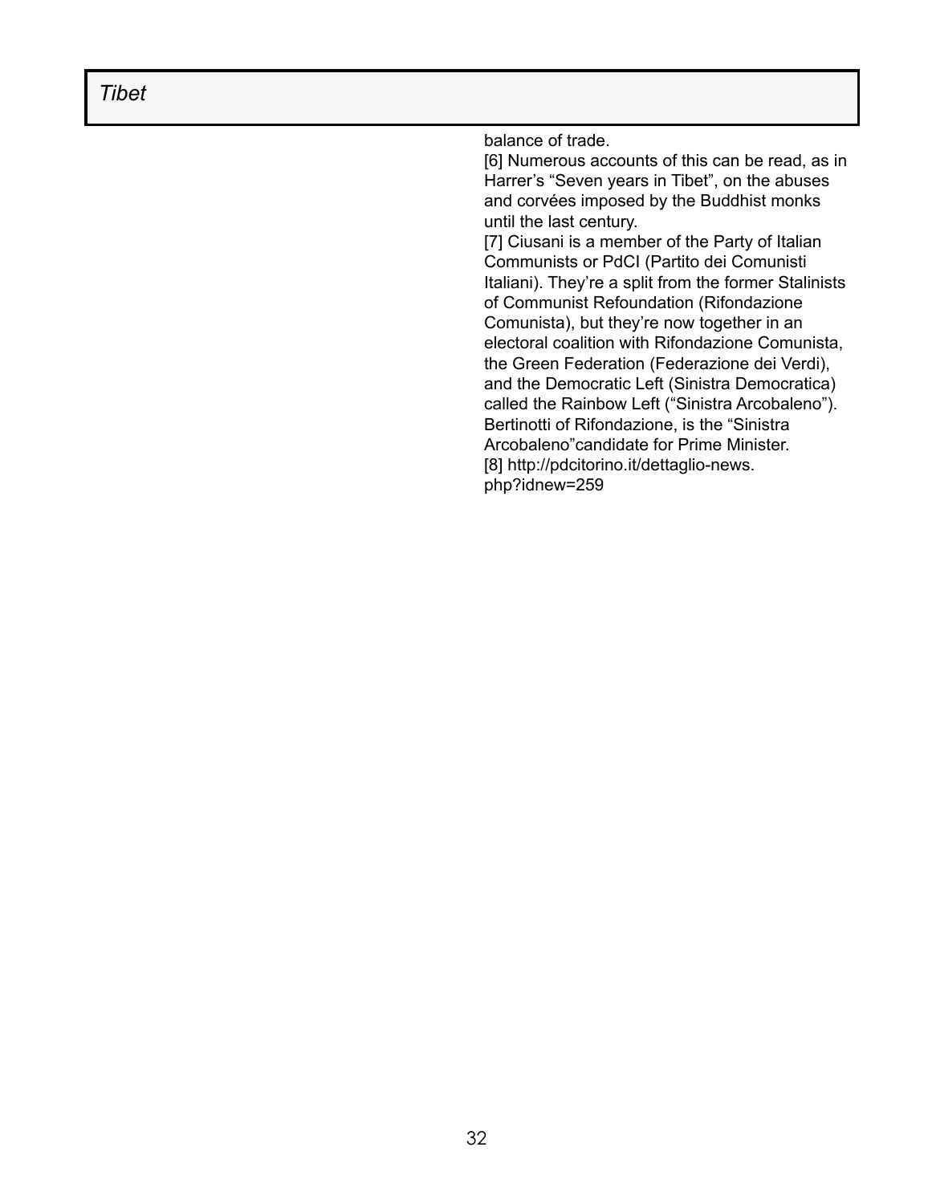balance of trade.

[6] Numerous accounts of this can be read, as in Harrer's "Seven years in Tibet", on the abuses and corvées imposed by the Buddhist monks until the last century.

[7] Ciusani is a member of the Party of Italian Communists or PdCI (Partito dei Comunisti Italiani). They're a split from the former Stalinists of Communist Refoundation (Rifondazione Comunista), but they're now together in an electoral coalition with Rifondazione Comunista, the Green Federation (Federazione dei Verdi), and the Democratic Left (Sinistra Democratica) called the Rainbow Left ("Sinistra Arcobaleno"). Bertinotti of Rifondazione, is the "Sinistra Arcobaleno"candidate for Prime Minister.

[8] http://pdcitorino.it/dettaglio-news.php?idnew=259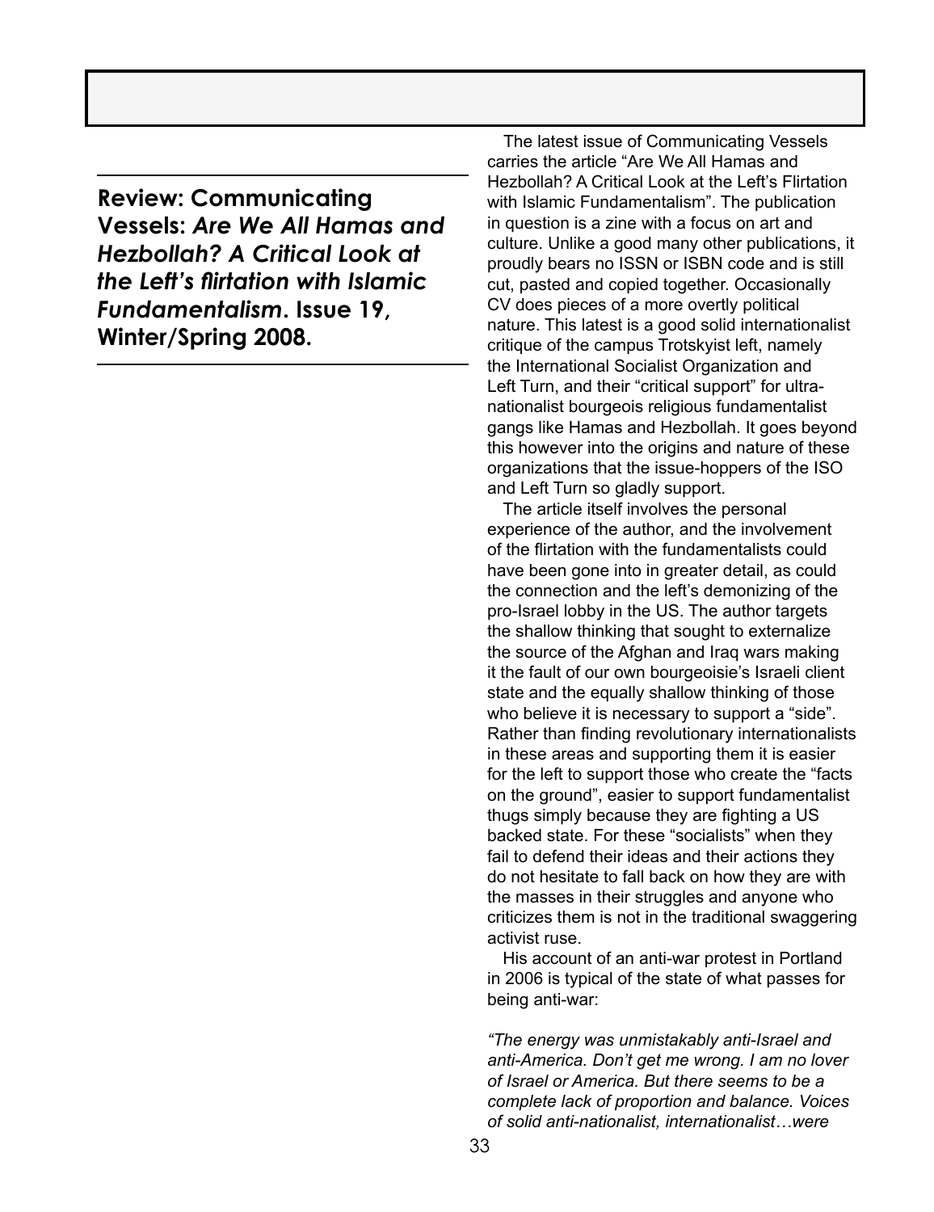## Review: Communicating Vessels: *Are We All Hamas and Hezbollah? A Critical Look at the Left's flirtation with Islamic Fundamentalism*. Issue 19, Winter/Spring 2008.

The latest issue of Communicating Vessels carries the article "Are We All Hamas and Hezbollah? A Critical Look at the Left's Flirtation with Islamic Fundamentalism". The publication in question is a zine with a focus on art and culture. Unlike a good many other publications, it proudly bears no ISSN or ISBN code and is still cut, pasted and copied together. Occasionally CV does pieces of a more overtly political nature. This latest is a good solid internationalist critique of the campus Trotskyist left, namely the International Socialist Organization and Left Turn, and their "critical support" for ultra-nationalist bourgeois religious fundamentalist gangs like Hamas and Hezbollah. It goes beyond this however into the origins and nature of these organizations that the issue-hoppers of the ISO and Left Turn so gladly support.

The article itself involves the personal experience of the author, and the involvement of the flirtation with the fundamentalists could have been gone into in greater detail, as could the connection and the left's demonizing of the pro-Israel lobby in the US. The author targets the shallow thinking that sought to externalize the source of the Afghan and Iraq wars making it the fault of our own bourgeoisie's Israeli client state and the equally shallow thinking of those who believe it is necessary to support a "side". Rather than finding revolutionary internationalists in these areas and supporting them it is easier for the left to support those who create the "facts on the ground", easier to support fundamentalist thugs simply because they are fighting a US backed state. For these "socialists" when they fail to defend their ideas and their actions they do not hesitate to fall back on how they are with the masses in their struggles and anyone who criticizes them is not in the traditional swaggering activist ruse.

His account of an anti-war protest in Portland in 2006 is typical of the state of what passes for being anti-war:

*"The energy was unmistakably anti-Israel and anti-America. Don't get me wrong. I am no lover of Israel or America. But there seems to be a complete lack of proportion and balance. Voices of solid anti-nationalist, internationalist…were*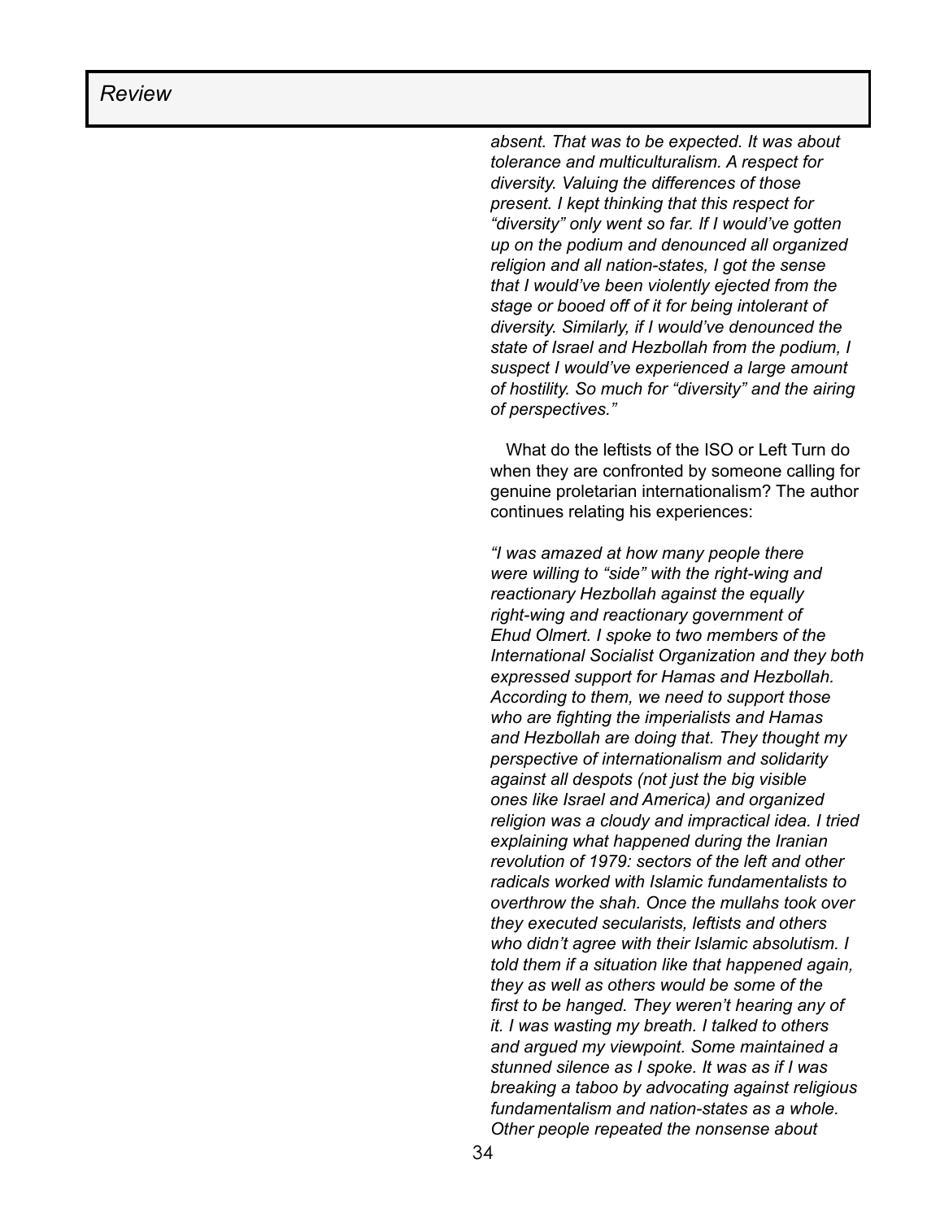*absent. That was to be expected. It was about tolerance and multiculturalism. A respect for diversity. Valuing the differences of those present. I kept thinking that this respect for "diversity" only went so far. If I would've gotten up on the podium and denounced all organized religion and all nation-states, I got the sense that I would've been violently ejected from the stage or booed off of it for being intolerant of diversity. Similarly, if I would've denounced the state of Israel and Hezbollah from the podium, I suspect I would've experienced a large amount of hostility. So much for "diversity" and the airing of perspectives."*

What do the leftists of the ISO or Left Turn do when they are confronted by someone calling for genuine proletarian internationalism? The author continues relating his experiences:

*"I was amazed at how many people there were willing to "side" with the right-wing and reactionary Hezbollah against the equally right-wing and reactionary government of Ehud Olmert. I spoke to two members of the International Socialist Organization and they both expressed support for Hamas and Hezbollah. According to them, we need to support those who are fighting the imperialists and Hamas and Hezbollah are doing that. They thought my perspective of internationalism and solidarity against all despots (not just the big visible ones like Israel and America) and organized religion was a cloudy and impractical idea. I tried explaining what happened during the Iranian revolution of 1979: sectors of the left and other radicals worked with Islamic fundamentalists to overthrow the shah. Once the mullahs took over they executed secularists, leftists and others who didn't agree with their Islamic absolutism. I told them if a situation like that happened again, they as well as others would be some of the first to be hanged. They weren't hearing any of it. I was wasting my breath. I talked to others and argued my viewpoint. Some maintained a stunned silence as I spoke. It was as if I was breaking a taboo by advocating against religious fundamentalism and nation-states as a whole. Other people repeated the nonsense about*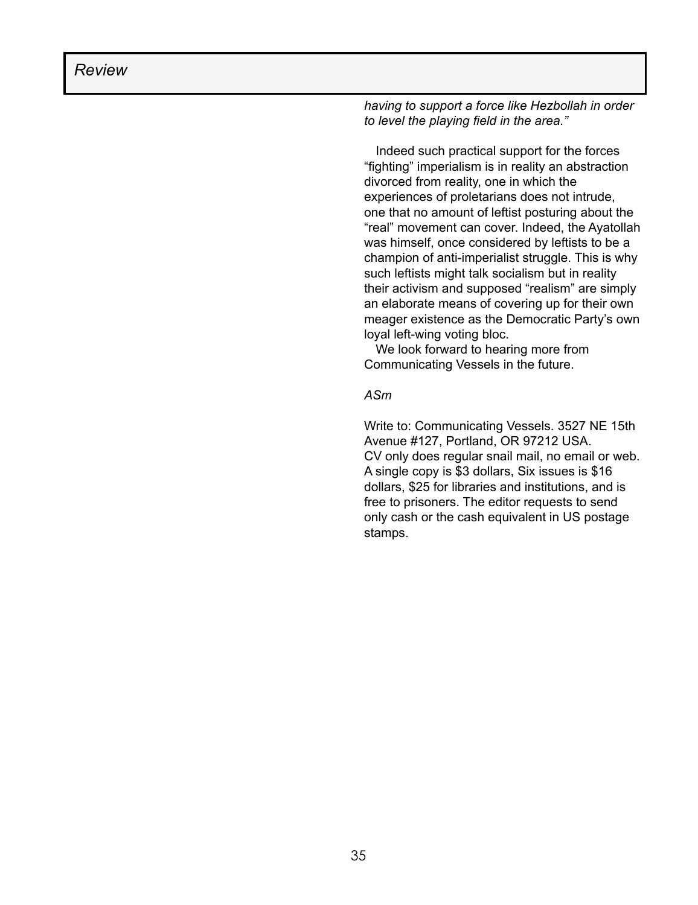*having to support a force like Hezbollah in order to level the playing field in the area."*

Indeed such practical support for the forces "fighting" imperialism is in reality an abstraction divorced from reality, one in which the experiences of proletarians does not intrude, one that no amount of leftist posturing about the "real" movement can cover. Indeed, the Ayatollah was himself, once considered by leftists to be a champion of anti-imperialist struggle. This is why such leftists might talk socialism but in reality their activism and supposed "realism" are simply an elaborate means of covering up for their own meager existence as the Democratic Party's own loyal left-wing voting bloc.

We look forward to hearing more from Communicating Vessels in the future.

*ASm*

Write to: Communicating Vessels. 3527 NE 15th Avenue #127, Portland, OR 97212 USA.
CV only does regular snail mail, no email or web. A single copy is $3 dollars, Six issues is $16 dollars, $25 for libraries and institutions, and is free to prisoners. The editor requests to send only cash or the cash equivalent in US postage stamps.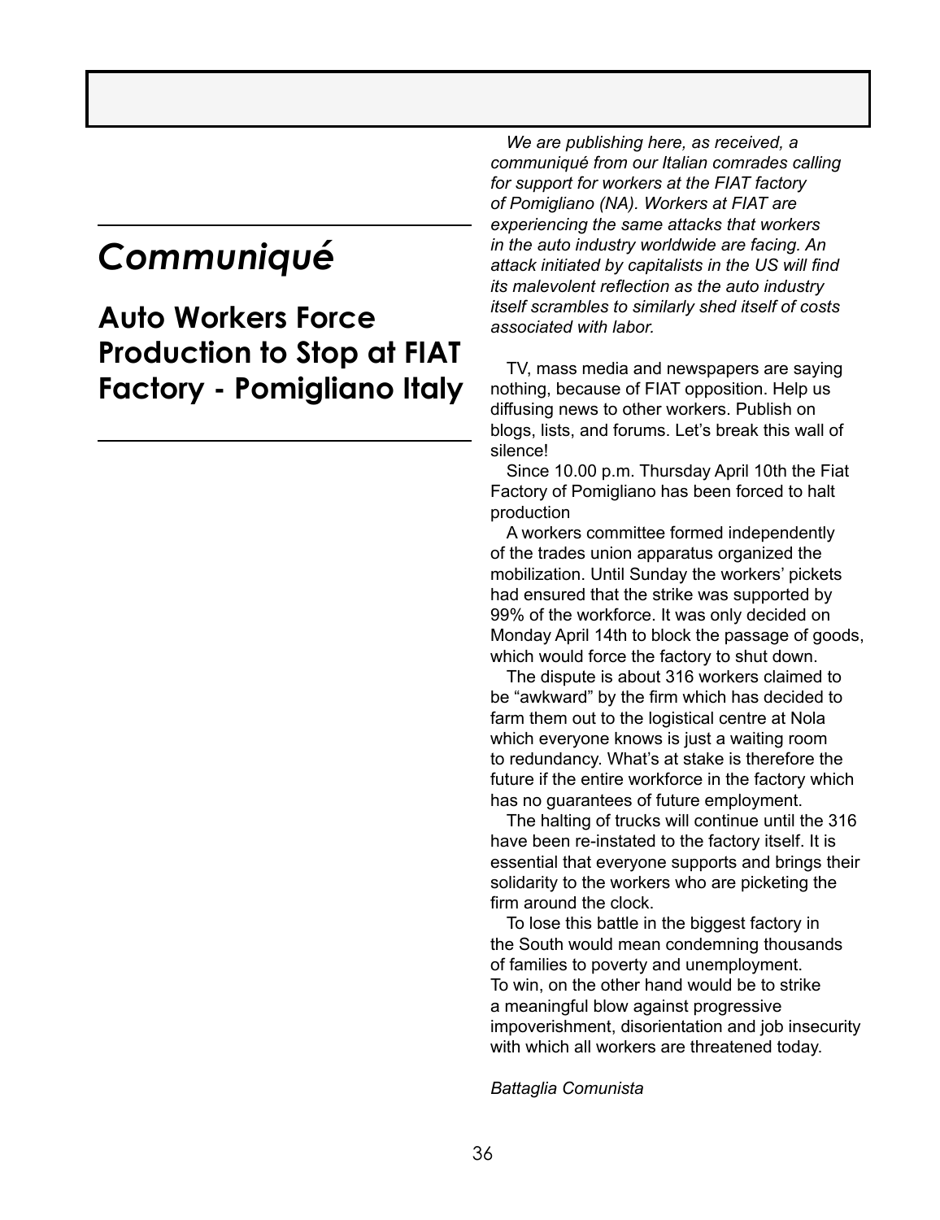# *Communiqué*

## Auto Workers Force Production to Stop at FIAT Factory - Pomigliano Italy

*We are publishing here, as received, a communiqué from our Italian comrades calling for support for workers at the FIAT factory of Pomigliano (NA). Workers at FIAT are experiencing the same attacks that workers in the auto industry worldwide are facing. An attack initiated by capitalists in the US will find its malevolent reflection as the auto industry itself scrambles to similarly shed itself of costs associated with labor.*

TV, mass media and newspapers are saying nothing, because of FIAT opposition. Help us diffusing news to other workers. Publish on blogs, lists, and forums. Let's break this wall of silence!

Since 10.00 p.m. Thursday April 10th the Fiat Factory of Pomigliano has been forced to halt production

A workers committee formed independently of the trades union apparatus organized the mobilization. Until Sunday the workers' pickets had ensured that the strike was supported by 99% of the workforce. It was only decided on Monday April 14th to block the passage of goods, which would force the factory to shut down.

The dispute is about 316 workers claimed to be "awkward" by the firm which has decided to farm them out to the logistical centre at Nola which everyone knows is just a waiting room to redundancy. What's at stake is therefore the future if the entire workforce in the factory which has no guarantees of future employment.

The halting of trucks will continue until the 316 have been re-instated to the factory itself. It is essential that everyone supports and brings their solidarity to the workers who are picketing the firm around the clock.

To lose this battle in the biggest factory in the South would mean condemning thousands of families to poverty and unemployment. To win, on the other hand would be to strike a meaningful blow against progressive impoverishment, disorientation and job insecurity with which all workers are threatened today.

*Battaglia Comunista*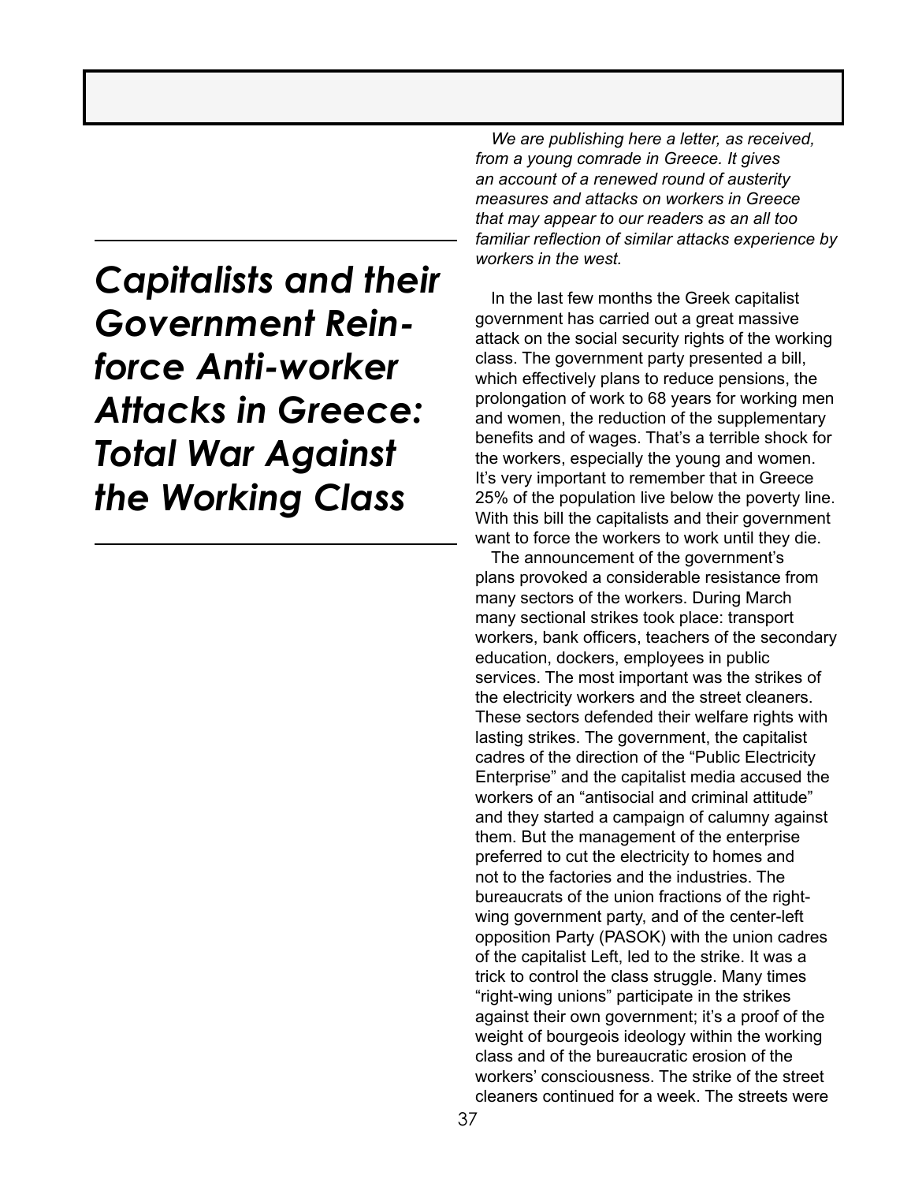# *Capitalists and their Government Reinforce Anti-worker Attacks in Greece: Total War Against the Working Class*

*We are publishing here a letter, as received, from a young comrade in Greece. It gives an account of a renewed round of austerity measures and attacks on workers in Greece that may appear to our readers as an all too familiar reflection of similar attacks experience by workers in the west.*

In the last few months the Greek capitalist government has carried out a great massive attack on the social security rights of the working class. The government party presented a bill, which effectively plans to reduce pensions, the prolongation of work to 68 years for working men and women, the reduction of the supplementary benefits and of wages. That's a terrible shock for the workers, especially the young and women. It's very important to remember that in Greece 25% of the population live below the poverty line. With this bill the capitalists and their government want to force the workers to work until they die.

The announcement of the government's plans provoked a considerable resistance from many sectors of the workers. During March many sectional strikes took place: transport workers, bank officers, teachers of the secondary education, dockers, employees in public services. The most important was the strikes of the electricity workers and the street cleaners. These sectors defended their welfare rights with lasting strikes. The government, the capitalist cadres of the direction of the "Public Electricity Enterprise" and the capitalist media accused the workers of an "antisocial and criminal attitude" and they started a campaign of calumny against them. But the management of the enterprise preferred to cut the electricity to homes and not to the factories and the industries. The bureaucrats of the union fractions of the right-wing government party, and of the center-left opposition Party (PASOK) with the union cadres of the capitalist Left, led to the strike. It was a trick to control the class struggle. Many times "right-wing unions" participate in the strikes against their own government; it's a proof of the weight of bourgeois ideology within the working class and of the bureaucratic erosion of the workers' consciousness. The strike of the street cleaners continued for a week. The streets were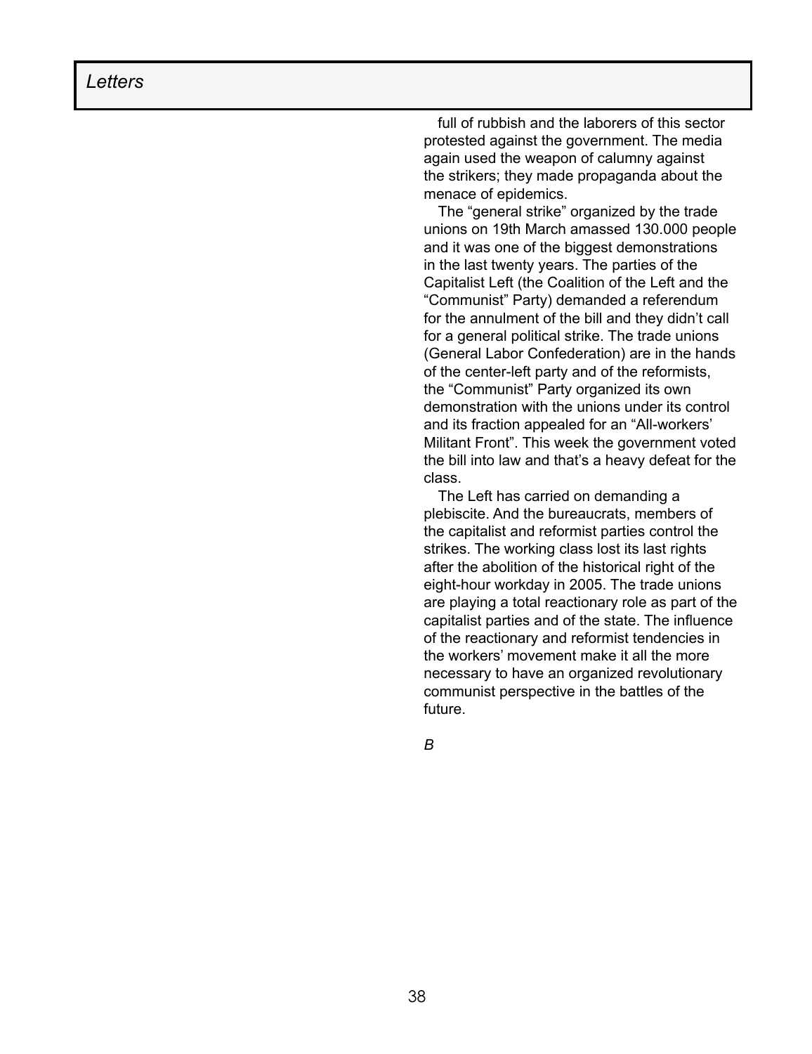full of rubbish and the laborers of this sector protested against the government. The media again used the weapon of calumny against the strikers; they made propaganda about the menace of epidemics.

The "general strike" organized by the trade unions on 19th March amassed 130.000 people and it was one of the biggest demonstrations in the last twenty years. The parties of the Capitalist Left (the Coalition of the Left and the "Communist" Party) demanded a referendum for the annulment of the bill and they didn't call for a general political strike. The trade unions (General Labor Confederation) are in the hands of the center-left party and of the reformists, the "Communist" Party organized its own demonstration with the unions under its control and its fraction appealed for an "All-workers' Militant Front". This week the government voted the bill into law and that's a heavy defeat for the class.

The Left has carried on demanding a plebiscite. And the bureaucrats, members of the capitalist and reformist parties control the strikes. The working class lost its last rights after the abolition of the historical right of the eight-hour workday in 2005. The trade unions are playing a total reactionary role as part of the capitalist parties and of the state. The influence of the reactionary and reformist tendencies in the workers' movement make it all the more necessary to have an organized revolutionary communist perspective in the battles of the future.

*B*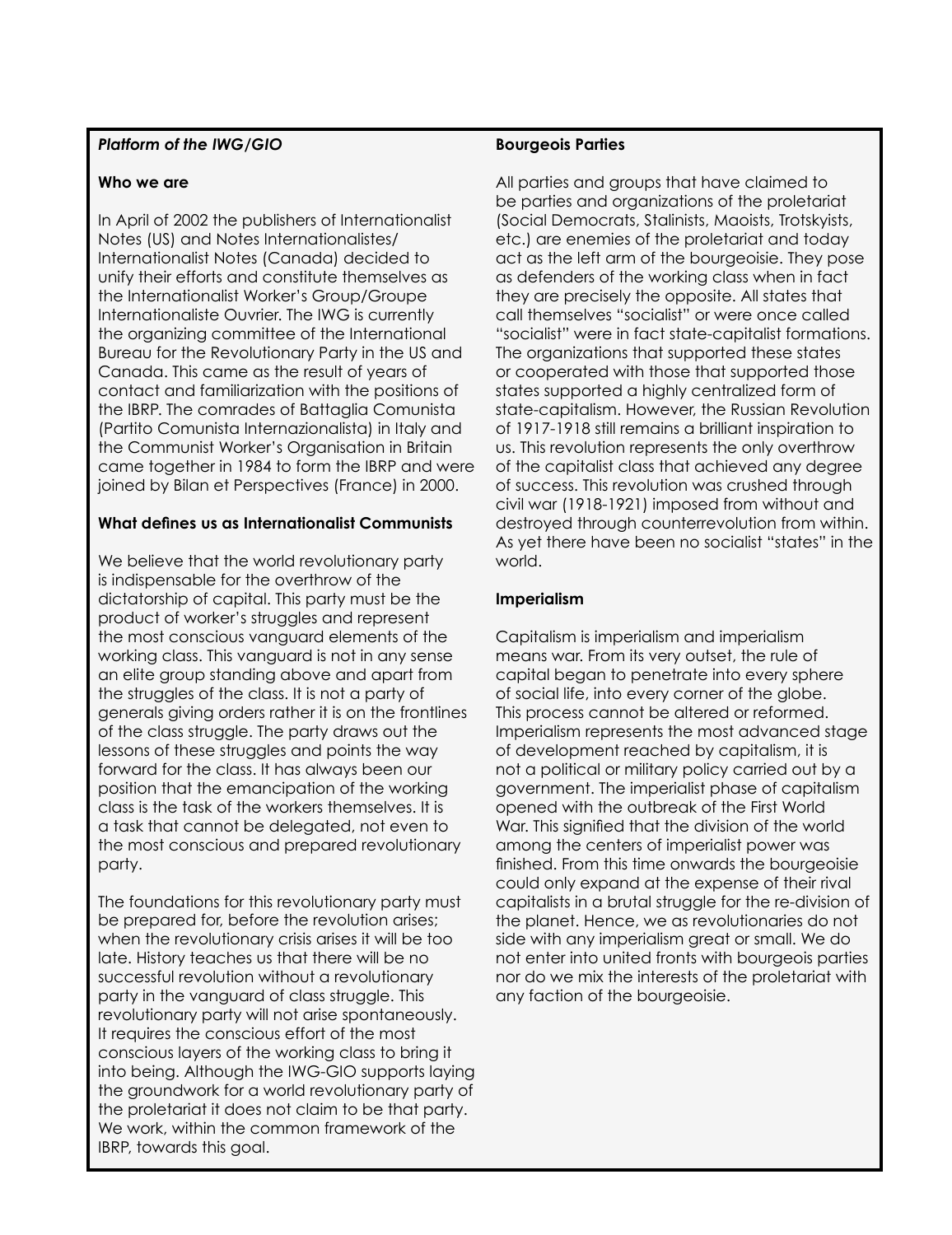*Platform of the IWG/GIO*

**Who we are**

In April of 2002 the publishers of Internationalist Notes (US) and Notes Internationalistes/ Internationalist Notes (Canada) decided to unify their efforts and constitute themselves as the Internationalist Worker's Group/Groupe Internationaliste Ouvrier. The IWG is currently the organizing committee of the International Bureau for the Revolutionary Party in the US and Canada. This came as the result of years of contact and familiarization with the positions of the IBRP. The comrades of Battaglia Comunista (Partito Comunista Internazionalista) in Italy and the Communist Worker's Organisation in Britain came together in 1984 to form the IBRP and were joined by Bilan et Perspectives (France) in 2000.

**What defines us as Internationalist Communists**

We believe that the world revolutionary party is indispensable for the overthrow of the dictatorship of capital. This party must be the product of worker's struggles and represent the most conscious vanguard elements of the working class. This vanguard is not in any sense an elite group standing above and apart from the struggles of the class. It is not a party of generals giving orders rather it is on the frontlines of the class struggle. The party draws out the lessons of these struggles and points the way forward for the class. It has always been our position that the emancipation of the working class is the task of the workers themselves. It is a task that cannot be delegated, not even to the most conscious and prepared revolutionary party.

The foundations for this revolutionary party must be prepared for, before the revolution arises; when the revolutionary crisis arises it will be too late. History teaches us that there will be no successful revolution without a revolutionary party in the vanguard of class struggle. This revolutionary party will not arise spontaneously. It requires the conscious effort of the most conscious layers of the working class to bring it into being. Although the IWG-GIO supports laying the groundwork for a world revolutionary party of the proletariat it does not claim to be that party. We work, within the common framework of the IBRP, towards this goal.

**Bourgeois Parties**

All parties and groups that have claimed to be parties and organizations of the proletariat (Social Democrats, Stalinists, Maoists, Trotskyists, etc.) are enemies of the proletariat and today act as the left arm of the bourgeoisie. They pose as defenders of the working class when in fact they are precisely the opposite. All states that call themselves "socialist" or were once called "socialist" were in fact state-capitalist formations. The organizations that supported these states or cooperated with those that supported those states supported a highly centralized form of state-capitalism. However, the Russian Revolution of 1917-1918 still remains a brilliant inspiration to us. This revolution represents the only overthrow of the capitalist class that achieved any degree of success. This revolution was crushed through civil war (1918-1921) imposed from without and destroyed through counterrevolution from within. As yet there have been no socialist "states" in the world.

**Imperialism**

Capitalism is imperialism and imperialism means war. From its very outset, the rule of capital began to penetrate into every sphere of social life, into every corner of the globe. This process cannot be altered or reformed. Imperialism represents the most advanced stage of development reached by capitalism, it is not a political or military policy carried out by a government. The imperialist phase of capitalism opened with the outbreak of the First World War. This signified that the division of the world among the centers of imperialist power was finished. From this time onwards the bourgeoisie could only expand at the expense of their rival capitalists in a brutal struggle for the re-division of the planet. Hence, we as revolutionaries do not side with any imperialism great or small. We do not enter into united fronts with bourgeois parties nor do we mix the interests of the proletariat with any faction of the bourgeoisie.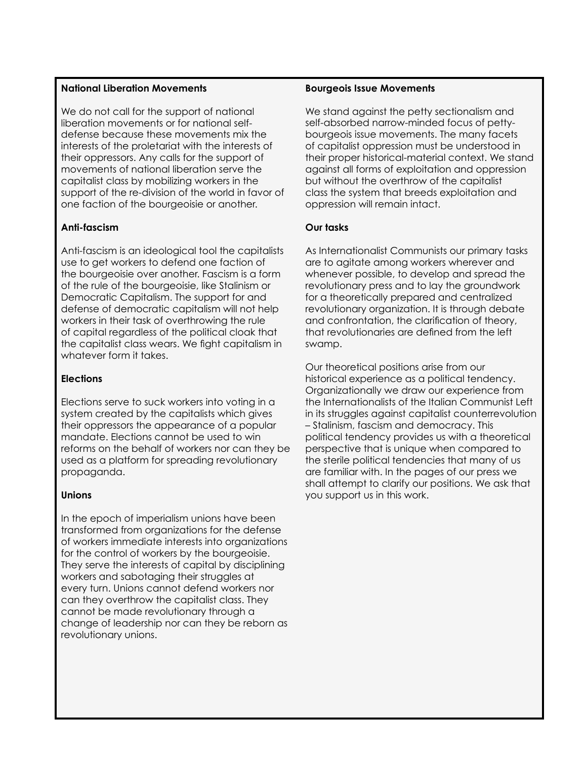**National Liberation Movements**

We do not call for the support of national liberation movements or for national self-defense because these movements mix the interests of the proletariat with the interests of their oppressors. Any calls for the support of movements of national liberation serve the capitalist class by mobilizing workers in the support of the re-division of the world in favor of one faction of the bourgeoisie or another.

**Anti-fascism**

Anti-fascism is an ideological tool the capitalists use to get workers to defend one faction of the bourgeoisie over another. Fascism is a form of the rule of the bourgeoisie, like Stalinism or Democratic Capitalism. The support for and defense of democratic capitalism will not help workers in their task of overthrowing the rule of capital regardless of the political cloak that the capitalist class wears. We fight capitalism in whatever form it takes.

**Elections**

Elections serve to suck workers into voting in a system created by the capitalists which gives their oppressors the appearance of a popular mandate. Elections cannot be used to win reforms on the behalf of workers nor can they be used as a platform for spreading revolutionary propaganda.

**Unions**

In the epoch of imperialism unions have been transformed from organizations for the defense of workers immediate interests into organizations for the control of workers by the bourgeoisie. They serve the interests of capital by disciplining workers and sabotaging their struggles at every turn. Unions cannot defend workers nor can they overthrow the capitalist class. They cannot be made revolutionary through a change of leadership nor can they be reborn as revolutionary unions.

**Bourgeois Issue Movements**

We stand against the petty sectionalism and self-absorbed narrow-minded focus of petty-bourgeois issue movements. The many facets of capitalist oppression must be understood in their proper historical-material context. We stand against all forms of exploitation and oppression but without the overthrow of the capitalist class the system that breeds exploitation and oppression will remain intact.

**Our tasks**

As Internationalist Communists our primary tasks are to agitate among workers wherever and whenever possible, to develop and spread the revolutionary press and to lay the groundwork for a theoretically prepared and centralized revolutionary organization. It is through debate and confrontation, the clarification of theory, that revolutionaries are defined from the left swamp.

Our theoretical positions arise from our historical experience as a political tendency. Organizationally we draw our experience from the Internationalists of the Italian Communist Left in its struggles against capitalist counterrevolution – Stalinism, fascism and democracy. This political tendency provides us with a theoretical perspective that is unique when compared to the sterile political tendencies that many of us are familiar with. In the pages of our press we shall attempt to clarify our positions. We ask that you support us in this work.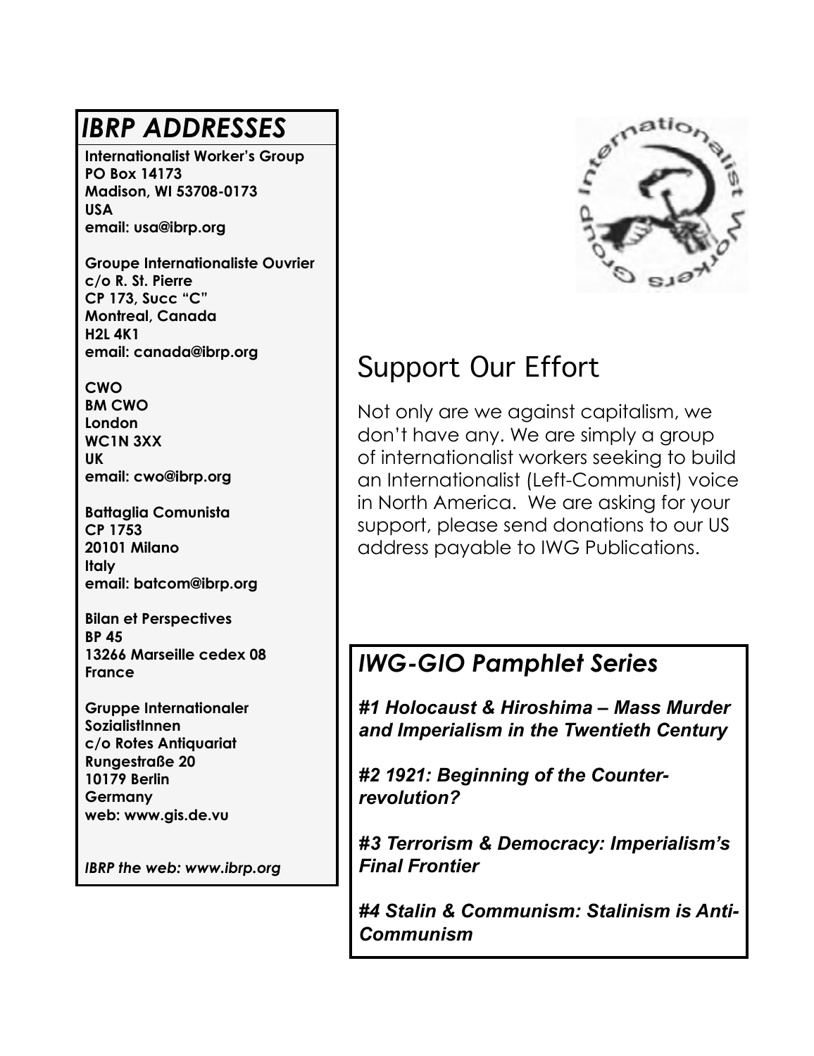## *IBRP ADDRESSES*

**Internationalist Worker's Group**
**PO Box 14173**
**Madison, WI 53708-0173**
**USA**
**email: usa@ibrp.org**

**Groupe Internationaliste Ouvrier**
**c/o R. St. Pierre**
**CP 173, Succ "C"**
**Montreal, Canada**
**H2L 4K1**
**email: canada@ibrp.org**

**CWO**
**BM CWO**
**London**
**WC1N 3XX**
**UK**
**email: cwo@ibrp.org**

**Battaglia Comunista**
**CP 1753**
**20101 Milano**
**Italy**
**email: batcom@ibrp.org**

**Bilan et Perspectives**
**BP 45**
**13266 Marseille cedex 08**
**France**

**Gruppe Internationaler SozialistInnen**
**c/o Rotes Antiquariat**
**Rungestraße 20**
**10179 Berlin**
**Germany**
**web: www.gis.de.vu**

***IBRP the web: www.ibrp.org***

## Support Our Effort

Not only are we against capitalism, we don't have any. We are simply a group of internationalist workers seeking to build an Internationalist (Left-Communist) voice in North America. We are asking for your support, please send donations to our US address payable to IWG Publications.

## *IWG-GIO Pamphlet Series*

***#1 Holocaust & Hiroshima – Mass Murder and Imperialism in the Twentieth Century***

***#2 1921: Beginning of the Counter-revolution?***

***#3 Terrorism & Democracy: Imperialism's Final Frontier***

***#4 Stalin & Communism: Stalinism is Anti-Communism***